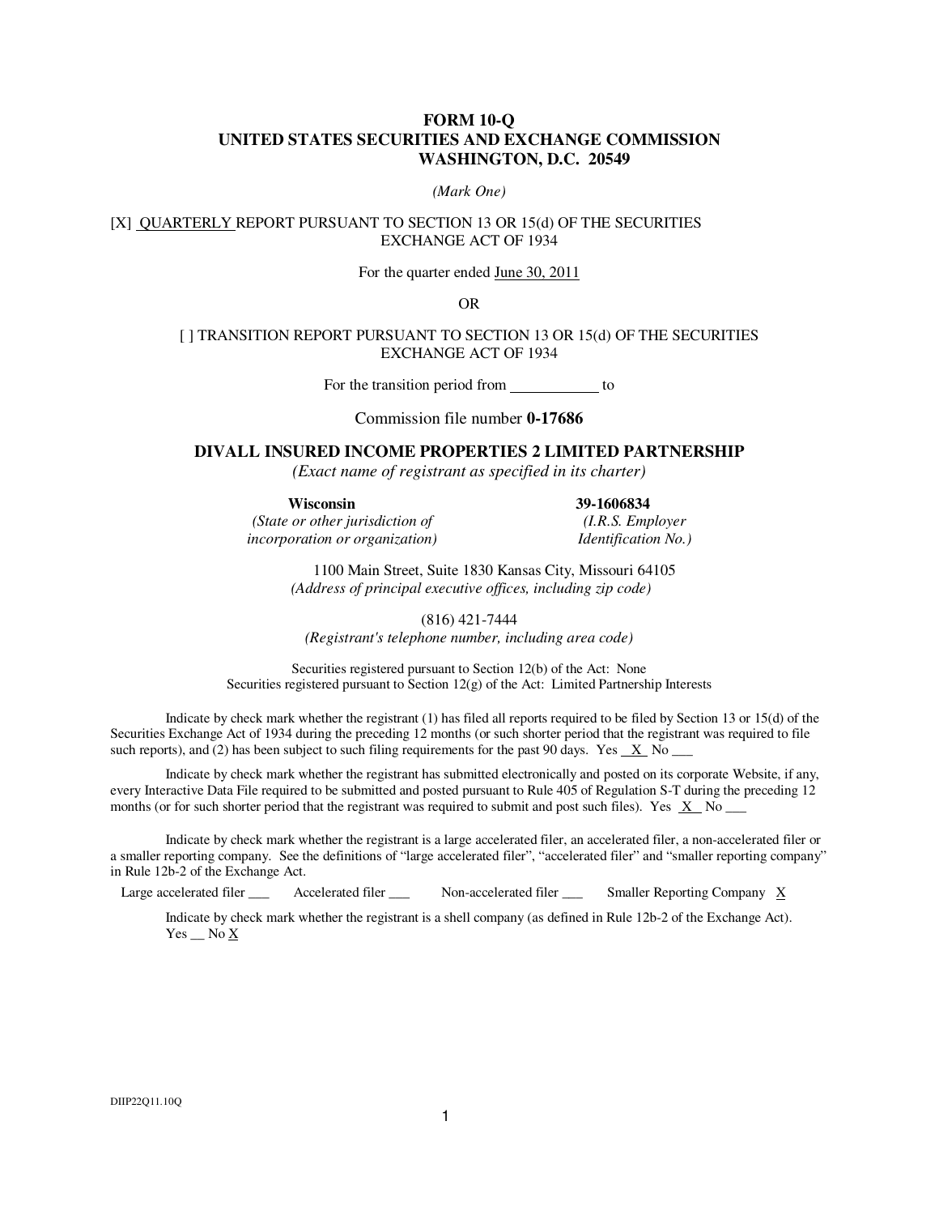# FORM 10-Q
# UNITED STATES SECURITIES AND EXCHANGE COMMISSION
# WASHINGTON, D.C. 20549

*(Mark One)*

[X] QUARTERLY REPORT PURSUANT TO SECTION 13 OR 15(d) OF THE SECURITIES EXCHANGE ACT OF 1934

For the quarter ended June 30, 2011

OR

[ ] TRANSITION REPORT PURSUANT TO SECTION 13 OR 15(d) OF THE SECURITIES EXCHANGE ACT OF 1934

For the transition period from ____________ to

Commission file number **0-17686**

## DIVALL INSURED INCOME PROPERTIES 2 LIMITED PARTNERSHIP

*(Exact name of registrant as specified in its charter)*

| **Wisconsin** | **39-1606834** |
|---|---|
| *(State or other jurisdiction of incorporation or organization)* | *(I.R.S. Employer Identification No.)* |

1100 Main Street, Suite 1830 Kansas City, Missouri 64105
*(Address of principal executive offices, including zip code)*

(816) 421-7444
*(Registrant's telephone number, including area code)*

Securities registered pursuant to Section 12(b) of the Act: None
Securities registered pursuant to Section 12(g) of the Act: Limited Partnership Interests

Indicate by check mark whether the registrant (1) has filed all reports required to be filed by Section 13 or 15(d) of the Securities Exchange Act of 1934 during the preceding 12 months (or such shorter period that the registrant was required to file such reports), and (2) has been subject to such filing requirements for the past 90 days. Yes X No ___

Indicate by check mark whether the registrant has submitted electronically and posted on its corporate Website, if any, every Interactive Data File required to be submitted and posted pursuant to Rule 405 of Regulation S-T during the preceding 12 months (or for such shorter period that the registrant was required to submit and post such files). Yes X No ___

Indicate by check mark whether the registrant is a large accelerated filer, an accelerated filer, a non-accelerated filer or a smaller reporting company. See the definitions of "large accelerated filer", "accelerated filer" and "smaller reporting company" in Rule 12b-2 of the Exchange Act.

Large accelerated filer ___ Accelerated filer ___ Non-accelerated filer ___ Smaller Reporting Company X

Indicate by check mark whether the registrant is a shell company (as defined in Rule 12b-2 of the Exchange Act).
Yes __ No X

DIIP22Q11.10Q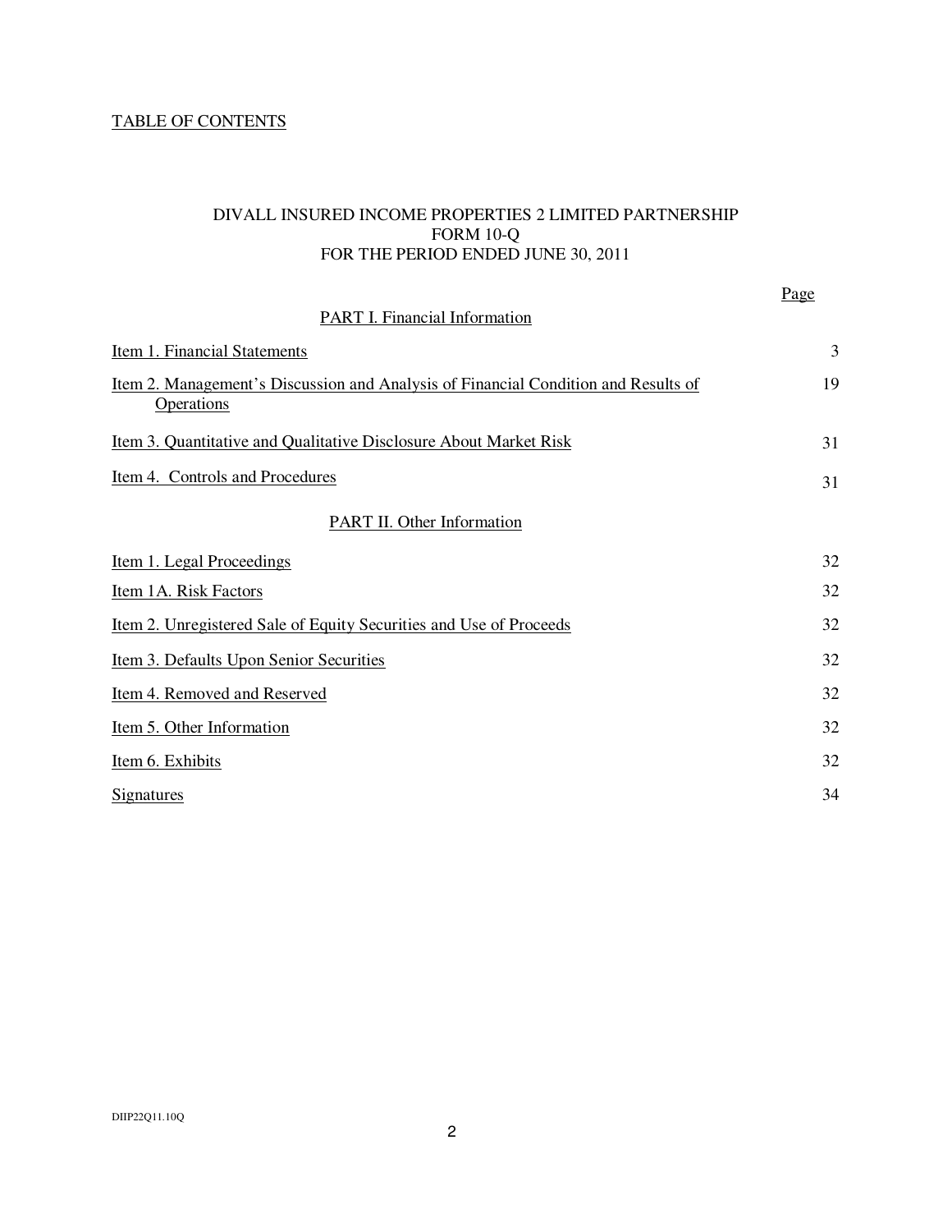TABLE OF CONTENTS

DIVALL INSURED INCOME PROPERTIES 2 LIMITED PARTNERSHIP
FORM 10-Q
FOR THE PERIOD ENDED JUNE 30, 2011

| | Page |
|---|---|
| PART I. Financial Information | |
| Item 1. Financial Statements | 3 |
| Item 2. Management's Discussion and Analysis of Financial Condition and Results of Operations | 19 |
| Item 3. Quantitative and Qualitative Disclosure About Market Risk | 31 |
| Item 4. Controls and Procedures | 31 |
| PART II. Other Information | |
| Item 1. Legal Proceedings | 32 |
| Item 1A. Risk Factors | 32 |
| Item 2. Unregistered Sale of Equity Securities and Use of Proceeds | 32 |
| Item 3. Defaults Upon Senior Securities | 32 |
| Item 4. Removed and Reserved | 32 |
| Item 5. Other Information | 32 |
| Item 6. Exhibits | 32 |
| Signatures | 34 |

DIIP22Q11.10Q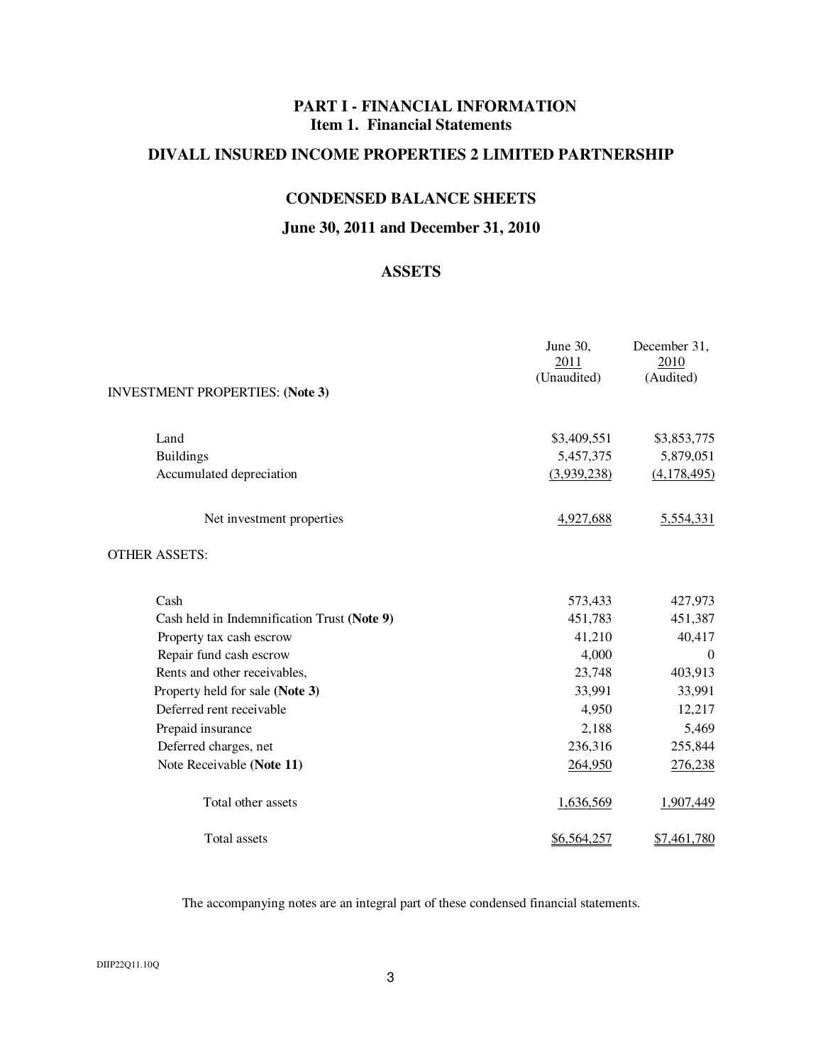# PART I - FINANCIAL INFORMATION

## Item 1. Financial Statements

## DIVALL INSURED INCOME PROPERTIES 2 LIMITED PARTNERSHIP

## CONDENSED BALANCE SHEETS

### June 30, 2011 and December 31, 2010

### ASSETS

| | June 30, 2011 (Unaudited) | December 31, 2010 (Audited) |
|---|---|---|
| INVESTMENT PROPERTIES: **(Note 3)** | | |
| Land | $3,409,551 | $3,853,775 |
| Buildings | 5,457,375 | 5,879,051 |
| Accumulated depreciation | (3,939,238) | (4,178,495) |
| Net investment properties | 4,927,688 | 5,554,331 |
| OTHER ASSETS: | | |
| Cash | 573,433 | 427,973 |
| Cash held in Indemnification Trust **(Note 9)** | 451,783 | 451,387 |
| Property tax cash escrow | 41,210 | 40,417 |
| Repair fund cash escrow | 4,000 | 0 |
| Rents and other receivables, | 23,748 | 403,913 |
| Property held for sale **(Note 3)** | 33,991 | 33,991 |
| Deferred rent receivable | 4,950 | 12,217 |
| Prepaid insurance | 2,188 | 5,469 |
| Deferred charges, net | 236,316 | 255,844 |
| Note Receivable **(Note 11)** | 264,950 | 276,238 |
| Total other assets | 1,636,569 | 1,907,449 |
| Total assets | $6,564,257 | $7,461,780 |

The accompanying notes are an integral part of these condensed financial statements.

DIIP22Q11.10Q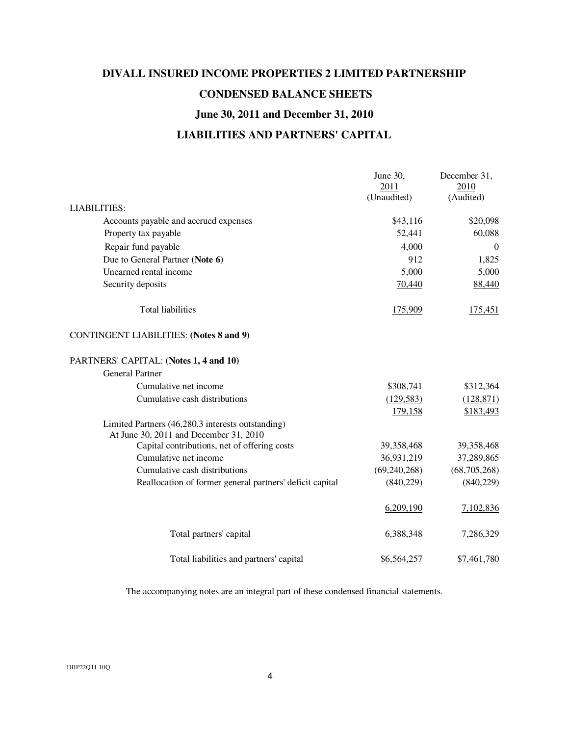# DIVALL INSURED INCOME PROPERTIES 2 LIMITED PARTNERSHIP

## CONDENSED BALANCE SHEETS

## June 30, 2011 and December 31, 2010

## LIABILITIES AND PARTNERS' CAPITAL

| | June 30, 2011 (Unaudited) | December 31, 2010 (Audited) |
|---|---|---|
| LIABILITIES: | | |
| Accounts payable and accrued expenses | $43,116 | $20,098 |
| Property tax payable | 52,441 | 60,088 |
| Repair fund payable | 4,000 | 0 |
| Due to General Partner **(Note 6)** | 912 | 1,825 |
| Unearned rental income | 5,000 | 5,000 |
| Security deposits | 70,440 | 88,440 |
| Total liabilities | 175,909 | 175,451 |
| CONTINGENT LIABILITIES: **(Notes 8 and 9)** | | |
| PARTNERS' CAPITAL: **(Notes 1, 4 and 10)** | | |
| General Partner | | |
| Cumulative net income | $308,741 | $312,364 |
| Cumulative cash distributions | (129,583) | (128,871) |
| | 179,158 | $183,493 |
| Limited Partners (46,280.3 interests outstanding) At June 30, 2011 and December 31, 2010 | | |
| Capital contributions, net of offering costs | 39,358,468 | 39,358,468 |
| Cumulative net income | 36,931,219 | 37,289,865 |
| Cumulative cash distributions | (69,240,268) | (68,705,268) |
| Reallocation of former general partners' deficit capital | (840,229) | (840,229) |
| | 6,209,190 | 7,102,836 |
| Total partners' capital | 6,388,348 | 7,286,329 |
| Total liabilities and partners' capital | $6,564,257 | $7,461,780 |

The accompanying notes are an integral part of these condensed financial statements.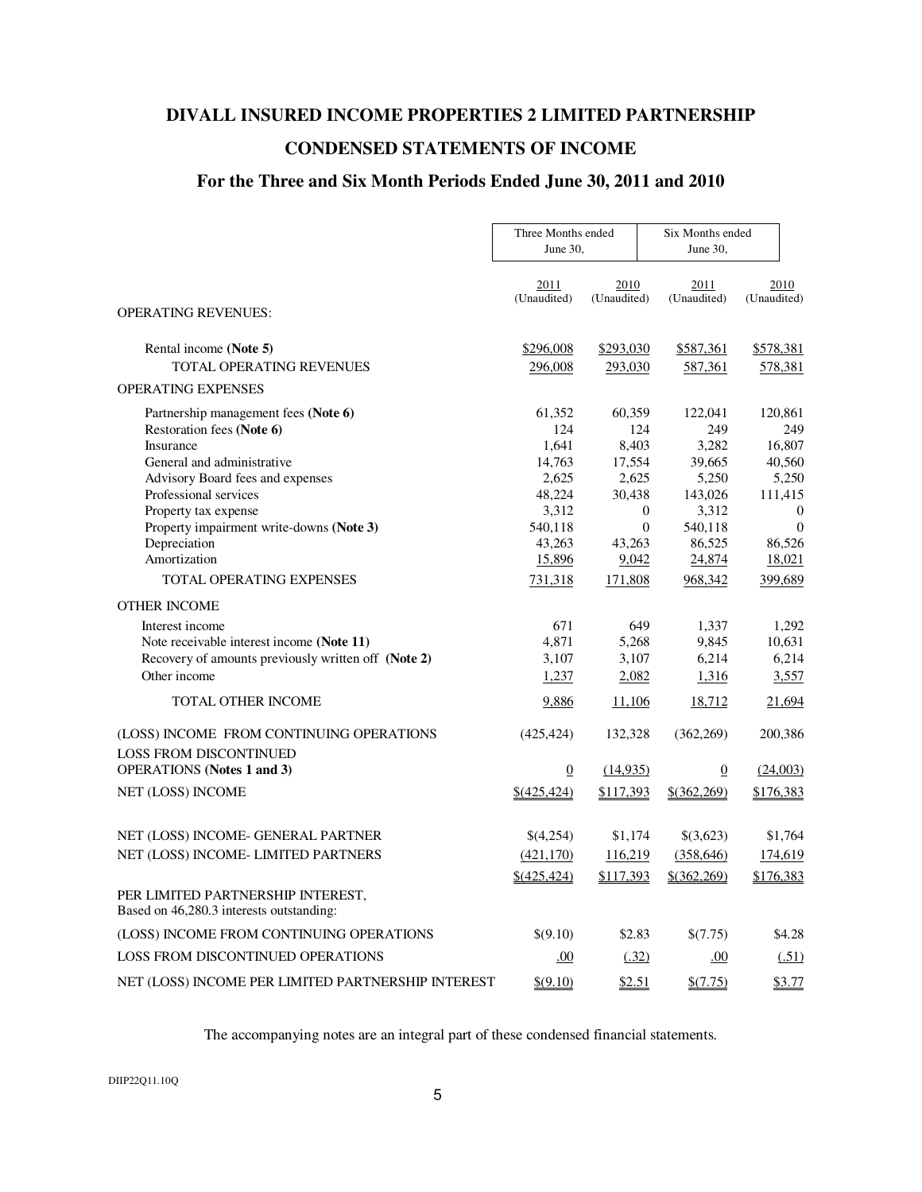# DIVALL INSURED INCOME PROPERTIES 2 LIMITED PARTNERSHIP

## CONDENSED STATEMENTS OF INCOME

### For the Three and Six Month Periods Ended June 30, 2011 and 2010

| | Three Months ended June 30, | | Six Months ended June 30, | |
|---|---|---|---|---|
| | 2011 (Unaudited) | 2010 (Unaudited) | 2011 (Unaudited) | 2010 (Unaudited) |
| OPERATING REVENUES: | | | | |
| Rental income **(Note 5)** | $296,008 | $293,030 | $587,361 | $578,381 |
| TOTAL OPERATING REVENUES | 296,008 | 293,030 | 587,361 | 578,381 |
| OPERATING EXPENSES | | | | |
| Partnership management fees **(Note 6)** | 61,352 | 60,359 | 122,041 | 120,861 |
| Restoration fees **(Note 6)** | 124 | 124 | 249 | 249 |
| Insurance | 1,641 | 8,403 | 3,282 | 16,807 |
| General and administrative | 14,763 | 17,554 | 39,665 | 40,560 |
| Advisory Board fees and expenses | 2,625 | 2,625 | 5,250 | 5,250 |
| Professional services | 48,224 | 30,438 | 143,026 | 111,415 |
| Property tax expense | 3,312 | 0 | 3,312 | 0 |
| Property impairment write-downs **(Note 3)** | 540,118 | 0 | 540,118 | 0 |
| Depreciation | 43,263 | 43,263 | 86,525 | 86,526 |
| Amortization | 15,896 | 9,042 | 24,874 | 18,021 |
| TOTAL OPERATING EXPENSES | 731,318 | 171,808 | 968,342 | 399,689 |
| OTHER INCOME | | | | |
| Interest income | 671 | 649 | 1,337 | 1,292 |
| Note receivable interest income **(Note 11)** | 4,871 | 5,268 | 9,845 | 10,631 |
| Recovery of amounts previously written off **(Note 2)** | 3,107 | 3,107 | 6,214 | 6,214 |
| Other income | 1,237 | 2,082 | 1,316 | 3,557 |
| TOTAL OTHER INCOME | 9,886 | 11,106 | 18,712 | 21,694 |
| (LOSS) INCOME FROM CONTINUING OPERATIONS | (425,424) | 132,328 | (362,269) | 200,386 |
| LOSS FROM DISCONTINUED OPERATIONS **(Notes 1 and 3)** | 0 | (14,935) | 0 | (24,003) |
| NET (LOSS) INCOME | $(425,424) | $117,393 | $(362,269) | $176,383 |
| NET (LOSS) INCOME- GENERAL PARTNER | $(4,254) | $1,174 | $(3,623) | $1,764 |
| NET (LOSS) INCOME- LIMITED PARTNERS | (421,170) | 116,219 | (358,646) | 174,619 |
| | $(425,424) | $117,393 | $(362,269) | $176,383 |
| PER LIMITED PARTNERSHIP INTEREST, Based on 46,280.3 interests outstanding: | | | | |
| (LOSS) INCOME FROM CONTINUING OPERATIONS | $(9.10) | $2.83 | $(7.75) | $4.28 |
| LOSS FROM DISCONTINUED OPERATIONS | .00 | (.32) | .00 | (.51) |
| NET (LOSS) INCOME PER LIMITED PARTNERSHIP INTEREST | $(9.10) | $2.51 | $(7.75) | $3.77 |

The accompanying notes are an integral part of these condensed financial statements.

DIIP22Q11.10Q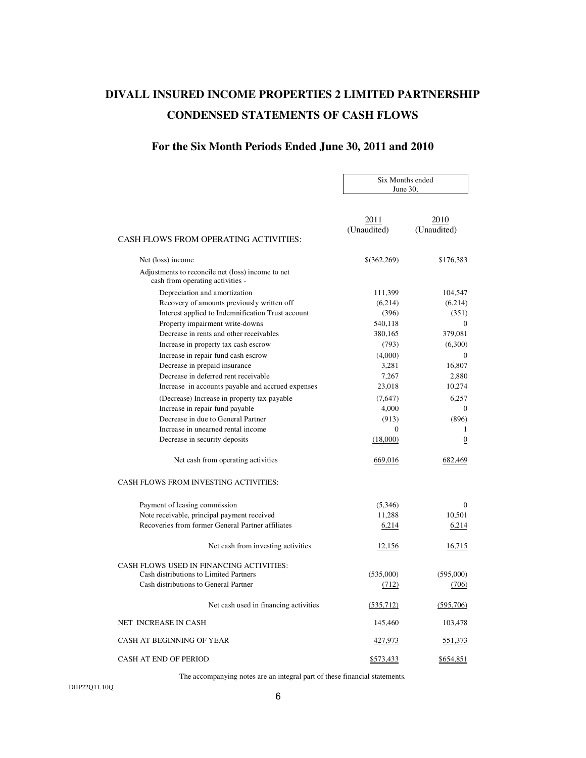# DIVALL INSURED INCOME PROPERTIES 2 LIMITED PARTNERSHIP

## CONDENSED STATEMENTS OF CASH FLOWS

### For the Six Month Periods Ended June 30, 2011 and 2010

| | Six Months ended June 30, | |
|---|---|---|
| | 2011 (Unaudited) | 2010 (Unaudited) |
| **CASH FLOWS FROM OPERATING ACTIVITIES:** | | |
| Net (loss) income | $(362,269) | $176,383 |
| Adjustments to reconcile net (loss) income to net cash from operating activities - | | |
| Depreciation and amortization | 111,399 | 104,547 |
| Recovery of amounts previously written off | (6,214) | (6,214) |
| Interest applied to Indemnification Trust account | (396) | (351) |
| Property impairment write-downs | 540,118 | 0 |
| Decrease in rents and other receivables | 380,165 | 379,081 |
| Increase in property tax cash escrow | (793) | (6,300) |
| Increase in repair fund cash escrow | (4,000) | 0 |
| Decrease in prepaid insurance | 3,281 | 16,807 |
| Decrease in deferred rent receivable | 7,267 | 2,880 |
| Increase in accounts payable and accrued expenses | 23,018 | 10,274 |
| (Decrease) Increase in property tax payable | (7,647) | 6,257 |
| Increase in repair fund payable | 4,000 | 0 |
| Decrease in due to General Partner | (913) | (896) |
| Increase in unearned rental income | 0 | 1 |
| Decrease in security deposits | (18,000) | 0 |
| Net cash from operating activities | 669,016 | 682,469 |
| **CASH FLOWS FROM INVESTING ACTIVITIES:** | | |
| Payment of leasing commission | (5,346) | 0 |
| Note receivable, principal payment received | 11,288 | 10,501 |
| Recoveries from former General Partner affiliates | 6,214 | 6,214 |
| Net cash from investing activities | 12,156 | 16,715 |
| **CASH FLOWS USED IN FINANCING ACTIVITIES:** | | |
| Cash distributions to Limited Partners | (535,000) | (595,000) |
| Cash distributions to General Partner | (712) | (706) |
| Net cash used in financing activities | (535,712) | (595,706) |
| NET INCREASE IN CASH | 145,460 | 103,478 |
| CASH AT BEGINNING OF YEAR | 427,973 | 551,373 |
| CASH AT END OF PERIOD | $573,433 | $654,851 |

The accompanying notes are an integral part of these financial statements.

DIIP22Q11.10Q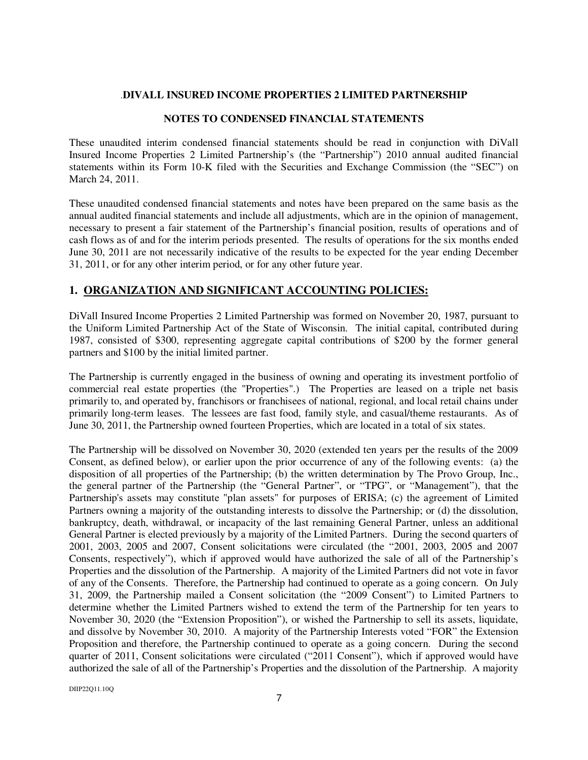**DIVALL INSURED INCOME PROPERTIES 2 LIMITED PARTNERSHIP**

**NOTES TO CONDENSED FINANCIAL STATEMENTS**

These unaudited interim condensed financial statements should be read in conjunction with DiVall Insured Income Properties 2 Limited Partnership's (the "Partnership") 2010 annual audited financial statements within its Form 10-K filed with the Securities and Exchange Commission (the "SEC") on March 24, 2011.

These unaudited condensed financial statements and notes have been prepared on the same basis as the annual audited financial statements and include all adjustments, which are in the opinion of management, necessary to present a fair statement of the Partnership's financial position, results of operations and of cash flows as of and for the interim periods presented. The results of operations for the six months ended June 30, 2011 are not necessarily indicative of the results to be expected for the year ending December 31, 2011, or for any other interim period, or for any other future year.

## 1. ORGANIZATION AND SIGNIFICANT ACCOUNTING POLICIES:

DiVall Insured Income Properties 2 Limited Partnership was formed on November 20, 1987, pursuant to the Uniform Limited Partnership Act of the State of Wisconsin. The initial capital, contributed during 1987, consisted of $300, representing aggregate capital contributions of $200 by the former general partners and $100 by the initial limited partner.

The Partnership is currently engaged in the business of owning and operating its investment portfolio of commercial real estate properties (the "Properties".) The Properties are leased on a triple net basis primarily to, and operated by, franchisors or franchisees of national, regional, and local retail chains under primarily long-term leases. The lessees are fast food, family style, and casual/theme restaurants. As of June 30, 2011, the Partnership owned fourteen Properties, which are located in a total of six states.

The Partnership will be dissolved on November 30, 2020 (extended ten years per the results of the 2009 Consent, as defined below), or earlier upon the prior occurrence of any of the following events: (a) the disposition of all properties of the Partnership; (b) the written determination by The Provo Group, Inc., the general partner of the Partnership (the "General Partner", or "TPG", or "Management"), that the Partnership's assets may constitute "plan assets" for purposes of ERISA; (c) the agreement of Limited Partners owning a majority of the outstanding interests to dissolve the Partnership; or (d) the dissolution, bankruptcy, death, withdrawal, or incapacity of the last remaining General Partner, unless an additional General Partner is elected previously by a majority of the Limited Partners. During the second quarters of 2001, 2003, 2005 and 2007, Consent solicitations were circulated (the "2001, 2003, 2005 and 2007 Consents, respectively"), which if approved would have authorized the sale of all of the Partnership's Properties and the dissolution of the Partnership. A majority of the Limited Partners did not vote in favor of any of the Consents. Therefore, the Partnership had continued to operate as a going concern. On July 31, 2009, the Partnership mailed a Consent solicitation (the "2009 Consent") to Limited Partners to determine whether the Limited Partners wished to extend the term of the Partnership for ten years to November 30, 2020 (the "Extension Proposition"), or wished the Partnership to sell its assets, liquidate, and dissolve by November 30, 2010. A majority of the Partnership Interests voted "FOR" the Extension Proposition and therefore, the Partnership continued to operate as a going concern. During the second quarter of 2011, Consent solicitations were circulated ("2011 Consent"), which if approved would have authorized the sale of all of the Partnership's Properties and the dissolution of the Partnership. A majority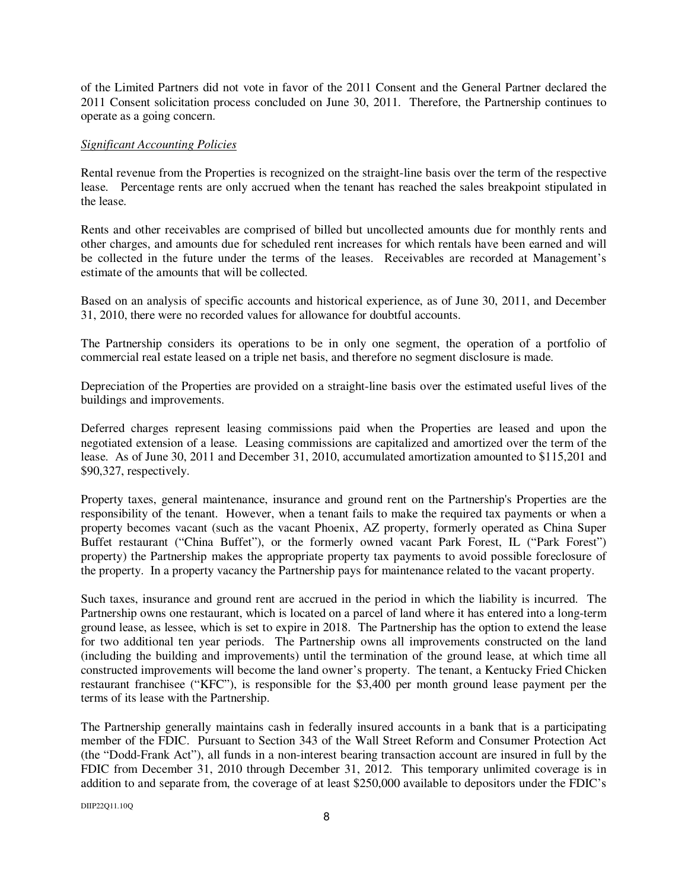of the Limited Partners did not vote in favor of the 2011 Consent and the General Partner declared the 2011 Consent solicitation process concluded on June 30, 2011. Therefore, the Partnership continues to operate as a going concern.

*Significant Accounting Policies*

Rental revenue from the Properties is recognized on the straight-line basis over the term of the respective lease. Percentage rents are only accrued when the tenant has reached the sales breakpoint stipulated in the lease.

Rents and other receivables are comprised of billed but uncollected amounts due for monthly rents and other charges, and amounts due for scheduled rent increases for which rentals have been earned and will be collected in the future under the terms of the leases. Receivables are recorded at Management's estimate of the amounts that will be collected.

Based on an analysis of specific accounts and historical experience, as of June 30, 2011, and December 31, 2010, there were no recorded values for allowance for doubtful accounts.

The Partnership considers its operations to be in only one segment, the operation of a portfolio of commercial real estate leased on a triple net basis, and therefore no segment disclosure is made.

Depreciation of the Properties are provided on a straight-line basis over the estimated useful lives of the buildings and improvements.

Deferred charges represent leasing commissions paid when the Properties are leased and upon the negotiated extension of a lease. Leasing commissions are capitalized and amortized over the term of the lease. As of June 30, 2011 and December 31, 2010, accumulated amortization amounted to $115,201 and $90,327, respectively.

Property taxes, general maintenance, insurance and ground rent on the Partnership's Properties are the responsibility of the tenant. However, when a tenant fails to make the required tax payments or when a property becomes vacant (such as the vacant Phoenix, AZ property, formerly operated as China Super Buffet restaurant ("China Buffet"), or the formerly owned vacant Park Forest, IL ("Park Forest") property) the Partnership makes the appropriate property tax payments to avoid possible foreclosure of the property. In a property vacancy the Partnership pays for maintenance related to the vacant property.

Such taxes, insurance and ground rent are accrued in the period in which the liability is incurred. The Partnership owns one restaurant, which is located on a parcel of land where it has entered into a long-term ground lease, as lessee, which is set to expire in 2018. The Partnership has the option to extend the lease for two additional ten year periods. The Partnership owns all improvements constructed on the land (including the building and improvements) until the termination of the ground lease, at which time all constructed improvements will become the land owner's property. The tenant, a Kentucky Fried Chicken restaurant franchisee ("KFC"), is responsible for the $3,400 per month ground lease payment per the terms of its lease with the Partnership.

The Partnership generally maintains cash in federally insured accounts in a bank that is a participating member of the FDIC. Pursuant to Section 343 of the Wall Street Reform and Consumer Protection Act (the "Dodd-Frank Act"), all funds in a non-interest bearing transaction account are insured in full by the FDIC from December 31, 2010 through December 31, 2012. This temporary unlimited coverage is in addition to and separate from, the coverage of at least $250,000 available to depositors under the FDIC's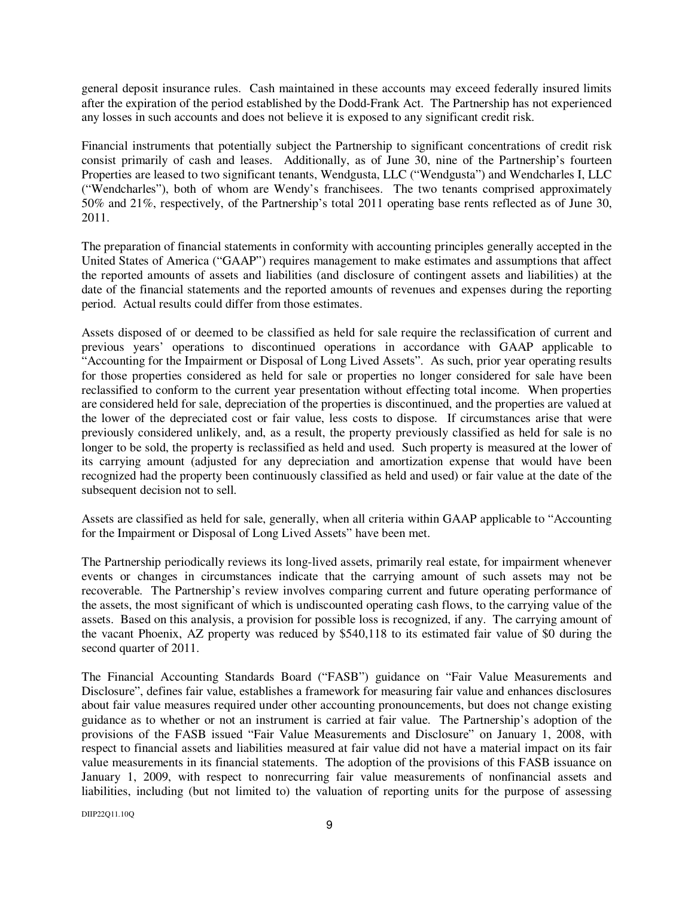general deposit insurance rules. Cash maintained in these accounts may exceed federally insured limits after the expiration of the period established by the Dodd-Frank Act. The Partnership has not experienced any losses in such accounts and does not believe it is exposed to any significant credit risk.

Financial instruments that potentially subject the Partnership to significant concentrations of credit risk consist primarily of cash and leases. Additionally, as of June 30, nine of the Partnership's fourteen Properties are leased to two significant tenants, Wendgusta, LLC ("Wendgusta") and Wendcharles I, LLC ("Wendcharles"), both of whom are Wendy's franchisees. The two tenants comprised approximately 50% and 21%, respectively, of the Partnership's total 2011 operating base rents reflected as of June 30, 2011.

The preparation of financial statements in conformity with accounting principles generally accepted in the United States of America ("GAAP") requires management to make estimates and assumptions that affect the reported amounts of assets and liabilities (and disclosure of contingent assets and liabilities) at the date of the financial statements and the reported amounts of revenues and expenses during the reporting period. Actual results could differ from those estimates.

Assets disposed of or deemed to be classified as held for sale require the reclassification of current and previous years' operations to discontinued operations in accordance with GAAP applicable to "Accounting for the Impairment or Disposal of Long Lived Assets". As such, prior year operating results for those properties considered as held for sale or properties no longer considered for sale have been reclassified to conform to the current year presentation without effecting total income. When properties are considered held for sale, depreciation of the properties is discontinued, and the properties are valued at the lower of the depreciated cost or fair value, less costs to dispose. If circumstances arise that were previously considered unlikely, and, as a result, the property previously classified as held for sale is no longer to be sold, the property is reclassified as held and used. Such property is measured at the lower of its carrying amount (adjusted for any depreciation and amortization expense that would have been recognized had the property been continuously classified as held and used) or fair value at the date of the subsequent decision not to sell.

Assets are classified as held for sale, generally, when all criteria within GAAP applicable to "Accounting for the Impairment or Disposal of Long Lived Assets" have been met.

The Partnership periodically reviews its long-lived assets, primarily real estate, for impairment whenever events or changes in circumstances indicate that the carrying amount of such assets may not be recoverable. The Partnership's review involves comparing current and future operating performance of the assets, the most significant of which is undiscounted operating cash flows, to the carrying value of the assets. Based on this analysis, a provision for possible loss is recognized, if any. The carrying amount of the vacant Phoenix, AZ property was reduced by $540,118 to its estimated fair value of $0 during the second quarter of 2011.

The Financial Accounting Standards Board ("FASB") guidance on "Fair Value Measurements and Disclosure", defines fair value, establishes a framework for measuring fair value and enhances disclosures about fair value measures required under other accounting pronouncements, but does not change existing guidance as to whether or not an instrument is carried at fair value. The Partnership's adoption of the provisions of the FASB issued "Fair Value Measurements and Disclosure" on January 1, 2008, with respect to financial assets and liabilities measured at fair value did not have a material impact on its fair value measurements in its financial statements. The adoption of the provisions of this FASB issuance on January 1, 2009, with respect to nonrecurring fair value measurements of nonfinancial assets and liabilities, including (but not limited to) the valuation of reporting units for the purpose of assessing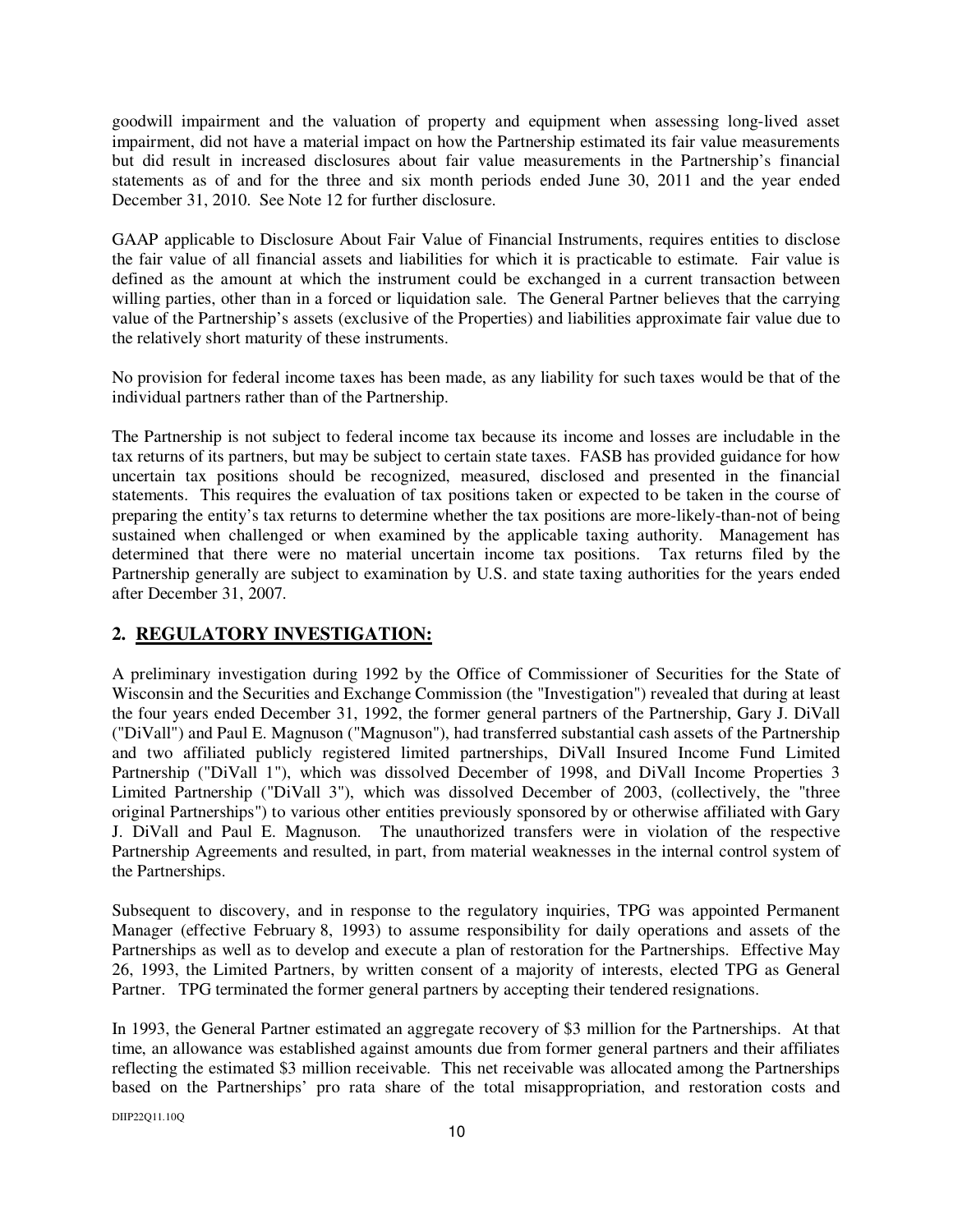goodwill impairment and the valuation of property and equipment when assessing long-lived asset impairment, did not have a material impact on how the Partnership estimated its fair value measurements but did result in increased disclosures about fair value measurements in the Partnership's financial statements as of and for the three and six month periods ended June 30, 2011 and the year ended December 31, 2010. See Note 12 for further disclosure.

GAAP applicable to Disclosure About Fair Value of Financial Instruments, requires entities to disclose the fair value of all financial assets and liabilities for which it is practicable to estimate. Fair value is defined as the amount at which the instrument could be exchanged in a current transaction between willing parties, other than in a forced or liquidation sale. The General Partner believes that the carrying value of the Partnership's assets (exclusive of the Properties) and liabilities approximate fair value due to the relatively short maturity of these instruments.

No provision for federal income taxes has been made, as any liability for such taxes would be that of the individual partners rather than of the Partnership.

The Partnership is not subject to federal income tax because its income and losses are includable in the tax returns of its partners, but may be subject to certain state taxes. FASB has provided guidance for how uncertain tax positions should be recognized, measured, disclosed and presented in the financial statements. This requires the evaluation of tax positions taken or expected to be taken in the course of preparing the entity's tax returns to determine whether the tax positions are more-likely-than-not of being sustained when challenged or when examined by the applicable taxing authority. Management has determined that there were no material uncertain income tax positions. Tax returns filed by the Partnership generally are subject to examination by U.S. and state taxing authorities for the years ended after December 31, 2007.

## 2. REGULATORY INVESTIGATION:

A preliminary investigation during 1992 by the Office of Commissioner of Securities for the State of Wisconsin and the Securities and Exchange Commission (the "Investigation") revealed that during at least the four years ended December 31, 1992, the former general partners of the Partnership, Gary J. DiVall ("DiVall") and Paul E. Magnuson ("Magnuson"), had transferred substantial cash assets of the Partnership and two affiliated publicly registered limited partnerships, DiVall Insured Income Fund Limited Partnership ("DiVall 1"), which was dissolved December of 1998, and DiVall Income Properties 3 Limited Partnership ("DiVall 3"), which was dissolved December of 2003, (collectively, the "three original Partnerships") to various other entities previously sponsored by or otherwise affiliated with Gary J. DiVall and Paul E. Magnuson. The unauthorized transfers were in violation of the respective Partnership Agreements and resulted, in part, from material weaknesses in the internal control system of the Partnerships.

Subsequent to discovery, and in response to the regulatory inquiries, TPG was appointed Permanent Manager (effective February 8, 1993) to assume responsibility for daily operations and assets of the Partnerships as well as to develop and execute a plan of restoration for the Partnerships. Effective May 26, 1993, the Limited Partners, by written consent of a majority of interests, elected TPG as General Partner. TPG terminated the former general partners by accepting their tendered resignations.

In 1993, the General Partner estimated an aggregate recovery of $3 million for the Partnerships. At that time, an allowance was established against amounts due from former general partners and their affiliates reflecting the estimated $3 million receivable. This net receivable was allocated among the Partnerships based on the Partnerships' pro rata share of the total misappropriation, and restoration costs and

DIIP22Q11.10Q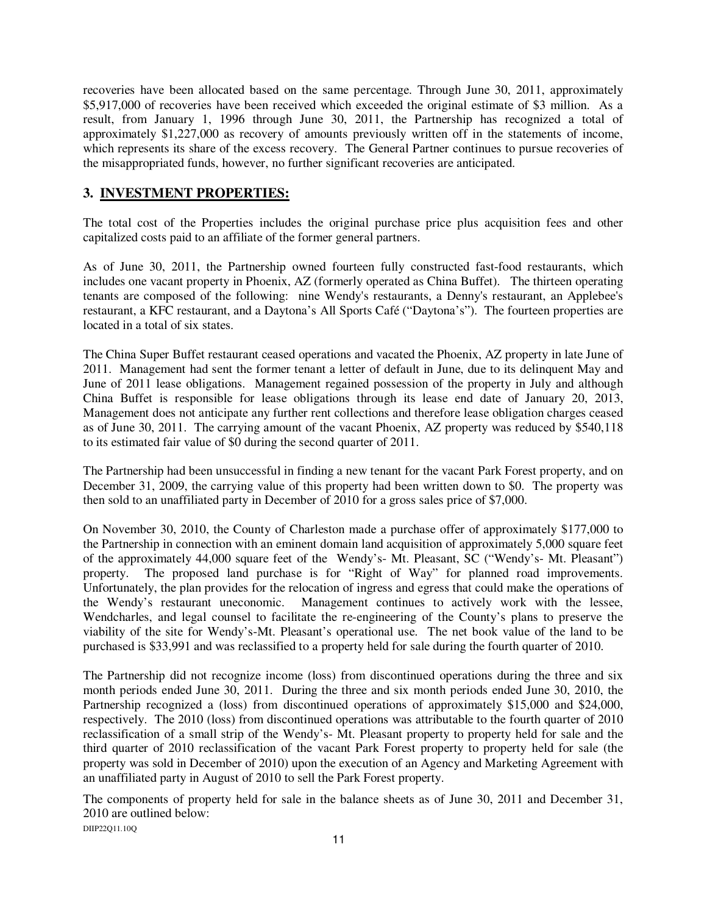recoveries have been allocated based on the same percentage. Through June 30, 2011, approximately $5,917,000 of recoveries have been received which exceeded the original estimate of $3 million. As a result, from January 1, 1996 through June 30, 2011, the Partnership has recognized a total of approximately $1,227,000 as recovery of amounts previously written off in the statements of income, which represents its share of the excess recovery. The General Partner continues to pursue recoveries of the misappropriated funds, however, no further significant recoveries are anticipated.

## 3. INVESTMENT PROPERTIES:

The total cost of the Properties includes the original purchase price plus acquisition fees and other capitalized costs paid to an affiliate of the former general partners.

As of June 30, 2011, the Partnership owned fourteen fully constructed fast-food restaurants, which includes one vacant property in Phoenix, AZ (formerly operated as China Buffet). The thirteen operating tenants are composed of the following: nine Wendy's restaurants, a Denny's restaurant, an Applebee's restaurant, a KFC restaurant, and a Daytona's All Sports Café ("Daytona's"). The fourteen properties are located in a total of six states.

The China Super Buffet restaurant ceased operations and vacated the Phoenix, AZ property in late June of 2011. Management had sent the former tenant a letter of default in June, due to its delinquent May and June of 2011 lease obligations. Management regained possession of the property in July and although China Buffet is responsible for lease obligations through its lease end date of January 20, 2013, Management does not anticipate any further rent collections and therefore lease obligation charges ceased as of June 30, 2011. The carrying amount of the vacant Phoenix, AZ property was reduced by $540,118 to its estimated fair value of $0 during the second quarter of 2011.

The Partnership had been unsuccessful in finding a new tenant for the vacant Park Forest property, and on December 31, 2009, the carrying value of this property had been written down to $0. The property was then sold to an unaffiliated party in December of 2010 for a gross sales price of $7,000.

On November 30, 2010, the County of Charleston made a purchase offer of approximately $177,000 to the Partnership in connection with an eminent domain land acquisition of approximately 5,000 square feet of the approximately 44,000 square feet of the Wendy's- Mt. Pleasant, SC ("Wendy's- Mt. Pleasant") property. The proposed land purchase is for "Right of Way" for planned road improvements. Unfortunately, the plan provides for the relocation of ingress and egress that could make the operations of the Wendy's restaurant uneconomic. Management continues to actively work with the lessee, Wendcharles, and legal counsel to facilitate the re-engineering of the County's plans to preserve the viability of the site for Wendy's-Mt. Pleasant's operational use. The net book value of the land to be purchased is $33,991 and was reclassified to a property held for sale during the fourth quarter of 2010.

The Partnership did not recognize income (loss) from discontinued operations during the three and six month periods ended June 30, 2011. During the three and six month periods ended June 30, 2010, the Partnership recognized a (loss) from discontinued operations of approximately $15,000 and $24,000, respectively. The 2010 (loss) from discontinued operations was attributable to the fourth quarter of 2010 reclassification of a small strip of the Wendy's- Mt. Pleasant property to property held for sale and the third quarter of 2010 reclassification of the vacant Park Forest property to property held for sale (the property was sold in December of 2010) upon the execution of an Agency and Marketing Agreement with an unaffiliated party in August of 2010 to sell the Park Forest property.

The components of property held for sale in the balance sheets as of June 30, 2011 and December 31, 2010 are outlined below: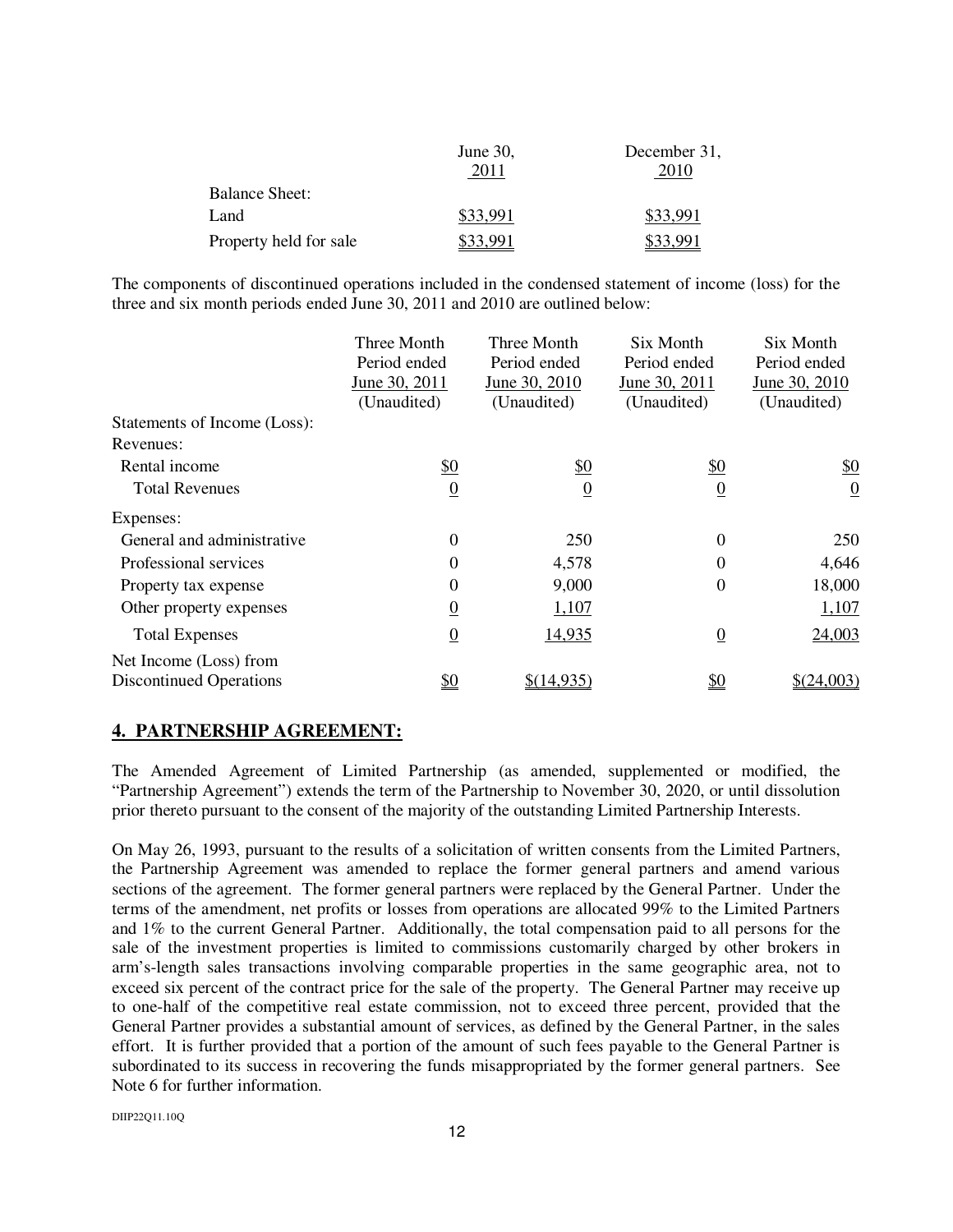| | June 30, 2011 | December 31, 2010 |
|---|---|---|
| Balance Sheet: | | |
| Land | $33,991 | $33,991 |
| Property held for sale | $33,991 | $33,991 |

The components of discontinued operations included in the condensed statement of income (loss) for the three and six month periods ended June 30, 2011 and 2010 are outlined below:

| | Three Month Period ended June 30, 2011 (Unaudited) | Three Month Period ended June 30, 2010 (Unaudited) | Six Month Period ended June 30, 2011 (Unaudited) | Six Month Period ended June 30, 2010 (Unaudited) |
|---|---|---|---|---|
| Statements of Income (Loss): | | | | |
| Revenues: | | | | |
| Rental income | $0 | $0 | $0 | $0 |
| Total Revenues | 0 | 0 | 0 | 0 |
| Expenses: | | | | |
| General and administrative | 0 | 250 | 0 | 250 |
| Professional services | 0 | 4,578 | 0 | 4,646 |
| Property tax expense | 0 | 9,000 | 0 | 18,000 |
| Other property expenses | 0 | 1,107 | | 1,107 |
| Total Expenses | 0 | 14,935 | 0 | 24,003 |
| Net Income (Loss) from Discontinued Operations | $0 | $(14,935) | $0 | $(24,003) |

## 4. PARTNERSHIP AGREEMENT:

The Amended Agreement of Limited Partnership (as amended, supplemented or modified, the "Partnership Agreement") extends the term of the Partnership to November 30, 2020, or until dissolution prior thereto pursuant to the consent of the majority of the outstanding Limited Partnership Interests.

On May 26, 1993, pursuant to the results of a solicitation of written consents from the Limited Partners, the Partnership Agreement was amended to replace the former general partners and amend various sections of the agreement. The former general partners were replaced by the General Partner. Under the terms of the amendment, net profits or losses from operations are allocated 99% to the Limited Partners and 1% to the current General Partner. Additionally, the total compensation paid to all persons for the sale of the investment properties is limited to commissions customarily charged by other brokers in arm's-length sales transactions involving comparable properties in the same geographic area, not to exceed six percent of the contract price for the sale of the property. The General Partner may receive up to one-half of the competitive real estate commission, not to exceed three percent, provided that the General Partner provides a substantial amount of services, as defined by the General Partner, in the sales effort. It is further provided that a portion of the amount of such fees payable to the General Partner is subordinated to its success in recovering the funds misappropriated by the former general partners. See Note 6 for further information.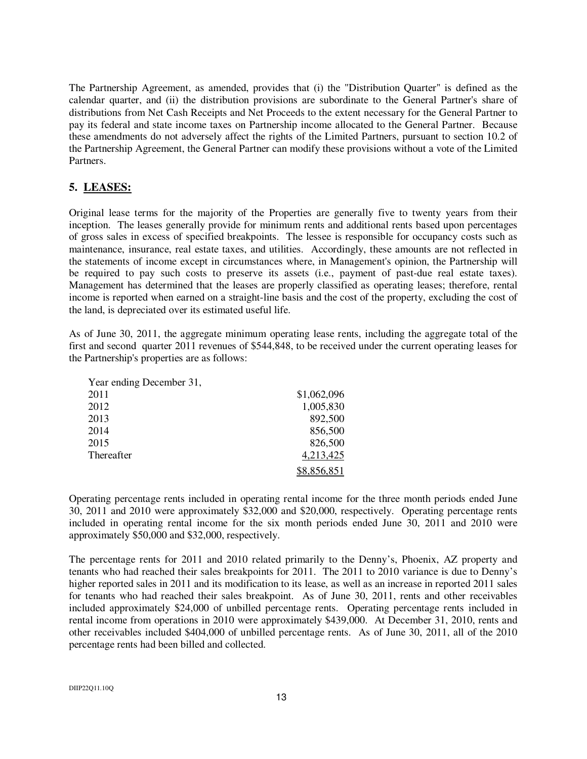The Partnership Agreement, as amended, provides that (i) the "Distribution Quarter" is defined as the calendar quarter, and (ii) the distribution provisions are subordinate to the General Partner's share of distributions from Net Cash Receipts and Net Proceeds to the extent necessary for the General Partner to pay its federal and state income taxes on Partnership income allocated to the General Partner. Because these amendments do not adversely affect the rights of the Limited Partners, pursuant to section 10.2 of the Partnership Agreement, the General Partner can modify these provisions without a vote of the Limited Partners.

## 5. LEASES:

Original lease terms for the majority of the Properties are generally five to twenty years from their inception. The leases generally provide for minimum rents and additional rents based upon percentages of gross sales in excess of specified breakpoints. The lessee is responsible for occupancy costs such as maintenance, insurance, real estate taxes, and utilities. Accordingly, these amounts are not reflected in the statements of income except in circumstances where, in Management's opinion, the Partnership will be required to pay such costs to preserve its assets (i.e., payment of past-due real estate taxes). Management has determined that the leases are properly classified as operating leases; therefore, rental income is reported when earned on a straight-line basis and the cost of the property, excluding the cost of the land, is depreciated over its estimated useful life.

As of June 30, 2011, the aggregate minimum operating lease rents, including the aggregate total of the first and second quarter 2011 revenues of $544,848, to be received under the current operating leases for the Partnership's properties are as follows:

| Year ending December 31, | |
|---|---|
| 2011 | $1,062,096 |
| 2012 | 1,005,830 |
| 2013 | 892,500 |
| 2014 | 856,500 |
| 2015 | 826,500 |
| Thereafter | 4,213,425 |
| | $8,856,851 |

Operating percentage rents included in operating rental income for the three month periods ended June 30, 2011 and 2010 were approximately $32,000 and $20,000, respectively. Operating percentage rents included in operating rental income for the six month periods ended June 30, 2011 and 2010 were approximately $50,000 and $32,000, respectively.

The percentage rents for 2011 and 2010 related primarily to the Denny's, Phoenix, AZ property and tenants who had reached their sales breakpoints for 2011. The 2011 to 2010 variance is due to Denny's higher reported sales in 2011 and its modification to its lease, as well as an increase in reported 2011 sales for tenants who had reached their sales breakpoint. As of June 30, 2011, rents and other receivables included approximately $24,000 of unbilled percentage rents. Operating percentage rents included in rental income from operations in 2010 were approximately $439,000. At December 31, 2010, rents and other receivables included $404,000 of unbilled percentage rents. As of June 30, 2011, all of the 2010 percentage rents had been billed and collected.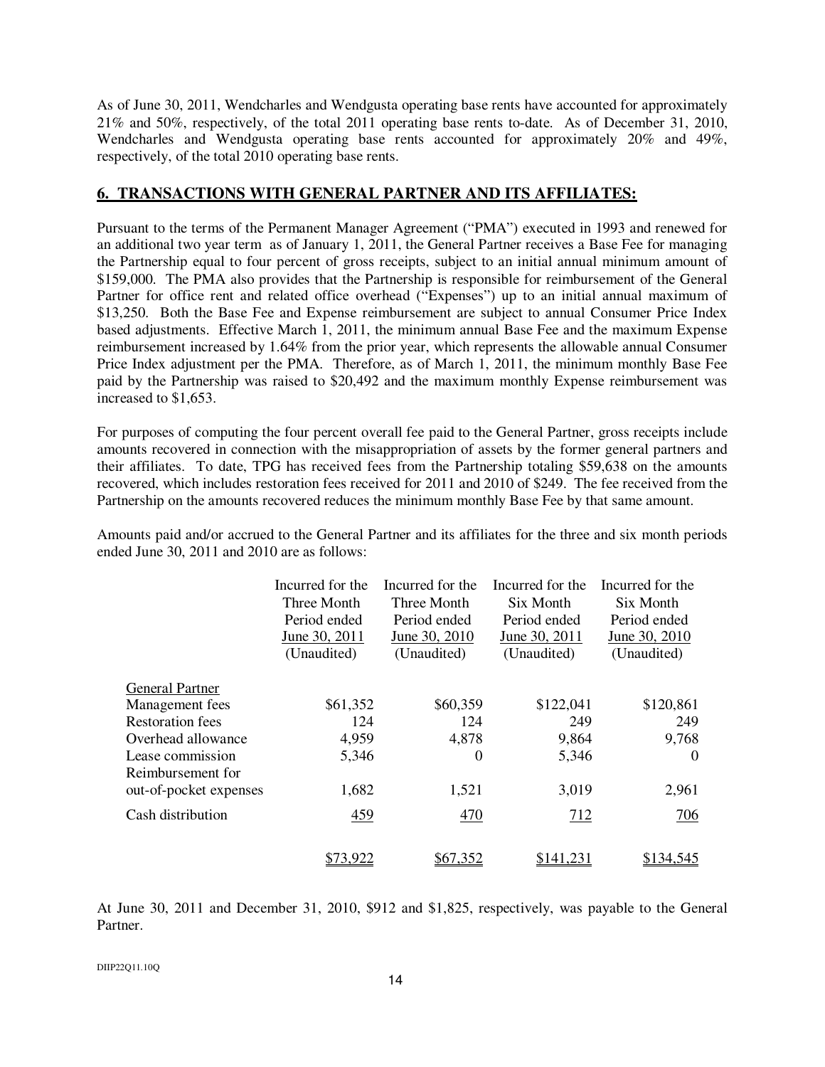As of June 30, 2011, Wendcharles and Wendgusta operating base rents have accounted for approximately 21% and 50%, respectively, of the total 2011 operating base rents to-date. As of December 31, 2010, Wendcharles and Wendgusta operating base rents accounted for approximately 20% and 49%, respectively, of the total 2010 operating base rents.

## 6. TRANSACTIONS WITH GENERAL PARTNER AND ITS AFFILIATES:

Pursuant to the terms of the Permanent Manager Agreement ("PMA") executed in 1993 and renewed for an additional two year term as of January 1, 2011, the General Partner receives a Base Fee for managing the Partnership equal to four percent of gross receipts, subject to an initial annual minimum amount of \$159,000. The PMA also provides that the Partnership is responsible for reimbursement of the General Partner for office rent and related office overhead ("Expenses") up to an initial annual maximum of \$13,250. Both the Base Fee and Expense reimbursement are subject to annual Consumer Price Index based adjustments. Effective March 1, 2011, the minimum annual Base Fee and the maximum Expense reimbursement increased by 1.64% from the prior year, which represents the allowable annual Consumer Price Index adjustment per the PMA. Therefore, as of March 1, 2011, the minimum monthly Base Fee paid by the Partnership was raised to \$20,492 and the maximum monthly Expense reimbursement was increased to \$1,653.

For purposes of computing the four percent overall fee paid to the General Partner, gross receipts include amounts recovered in connection with the misappropriation of assets by the former general partners and their affiliates. To date, TPG has received fees from the Partnership totaling \$59,638 on the amounts recovered, which includes restoration fees received for 2011 and 2010 of \$249. The fee received from the Partnership on the amounts recovered reduces the minimum monthly Base Fee by that same amount.

Amounts paid and/or accrued to the General Partner and its affiliates for the three and six month periods ended June 30, 2011 and 2010 are as follows:

| | Incurred for the Three Month Period ended June 30, 2011 (Unaudited) | Incurred for the Three Month Period ended June 30, 2010 (Unaudited) | Incurred for the Six Month Period ended June 30, 2011 (Unaudited) | Incurred for the Six Month Period ended June 30, 2010 (Unaudited) |
|---|---|---|---|---|
| General Partner | | | | |
| Management fees | \$61,352 | \$60,359 | \$122,041 | \$120,861 |
| Restoration fees | 124 | 124 | 249 | 249 |
| Overhead allowance | 4,959 | 4,878 | 9,864 | 9,768 |
| Lease commission | 5,346 | 0 | 5,346 | 0 |
| Reimbursement for out-of-pocket expenses | 1,682 | 1,521 | 3,019 | 2,961 |
| Cash distribution | 459 | 470 | 712 | 706 |
| | \$73,922 | \$67,352 | \$141,231 | \$134,545 |

At June 30, 2011 and December 31, 2010, \$912 and \$1,825, respectively, was payable to the General Partner.

DIIP22Q11.10Q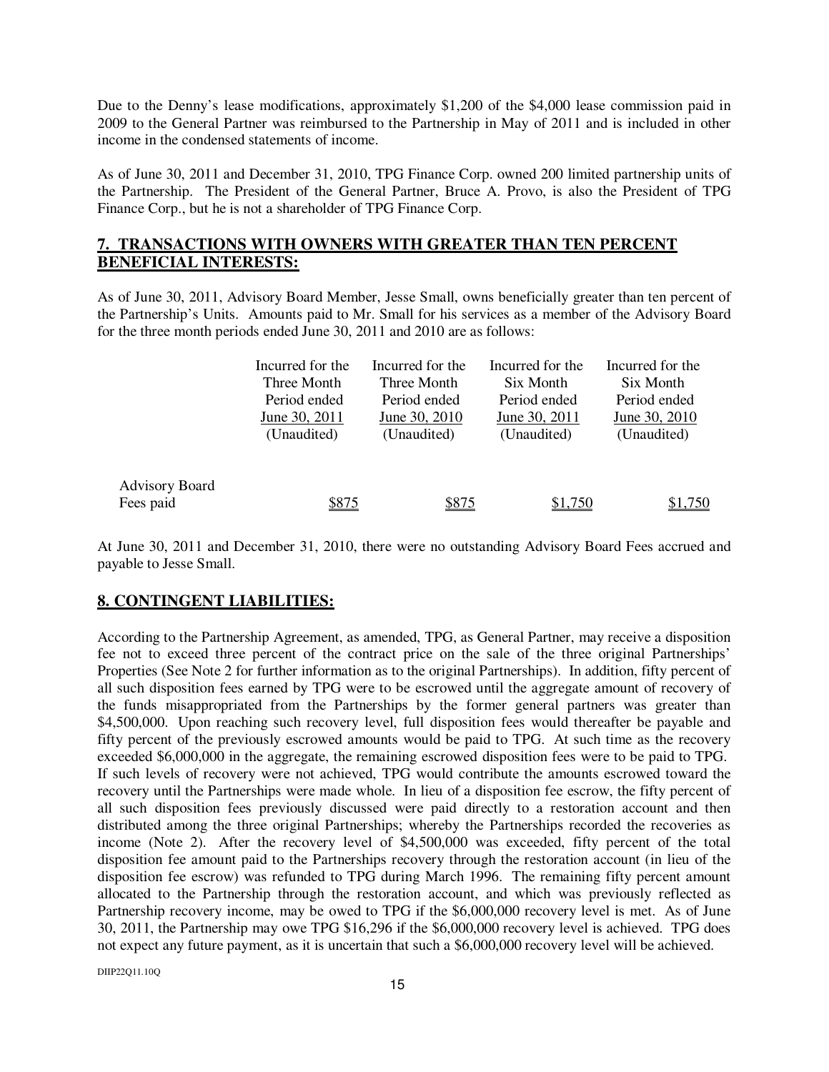Due to the Denny's lease modifications, approximately $1,200 of the $4,000 lease commission paid in 2009 to the General Partner was reimbursed to the Partnership in May of 2011 and is included in other income in the condensed statements of income.

As of June 30, 2011 and December 31, 2010, TPG Finance Corp. owned 200 limited partnership units of the Partnership. The President of the General Partner, Bruce A. Provo, is also the President of TPG Finance Corp., but he is not a shareholder of TPG Finance Corp.

## 7. TRANSACTIONS WITH OWNERS WITH GREATER THAN TEN PERCENT BENEFICIAL INTERESTS:

As of June 30, 2011, Advisory Board Member, Jesse Small, owns beneficially greater than ten percent of the Partnership's Units. Amounts paid to Mr. Small for his services as a member of the Advisory Board for the three month periods ended June 30, 2011 and 2010 are as follows:

| | Incurred for the Three Month Period ended June 30, 2011 (Unaudited) | Incurred for the Three Month Period ended June 30, 2010 (Unaudited) | Incurred for the Six Month Period ended June 30, 2011 (Unaudited) | Incurred for the Six Month Period ended June 30, 2010 (Unaudited) |
|---|---|---|---|---|
| Advisory Board Fees paid | $875 | $875 | $1,750 | $1,750 |

At June 30, 2011 and December 31, 2010, there were no outstanding Advisory Board Fees accrued and payable to Jesse Small.

## 8. CONTINGENT LIABILITIES:

According to the Partnership Agreement, as amended, TPG, as General Partner, may receive a disposition fee not to exceed three percent of the contract price on the sale of the three original Partnerships' Properties (See Note 2 for further information as to the original Partnerships). In addition, fifty percent of all such disposition fees earned by TPG were to be escrowed until the aggregate amount of recovery of the funds misappropriated from the Partnerships by the former general partners was greater than $4,500,000. Upon reaching such recovery level, full disposition fees would thereafter be payable and fifty percent of the previously escrowed amounts would be paid to TPG. At such time as the recovery exceeded $6,000,000 in the aggregate, the remaining escrowed disposition fees were to be paid to TPG. If such levels of recovery were not achieved, TPG would contribute the amounts escrowed toward the recovery until the Partnerships were made whole. In lieu of a disposition fee escrow, the fifty percent of all such disposition fees previously discussed were paid directly to a restoration account and then distributed among the three original Partnerships; whereby the Partnerships recorded the recoveries as income (Note 2). After the recovery level of $4,500,000 was exceeded, fifty percent of the total disposition fee amount paid to the Partnerships recovery through the restoration account (in lieu of the disposition fee escrow) was refunded to TPG during March 1996. The remaining fifty percent amount allocated to the Partnership through the restoration account, and which was previously reflected as Partnership recovery income, may be owed to TPG if the $6,000,000 recovery level is met. As of June 30, 2011, the Partnership may owe TPG $16,296 if the $6,000,000 recovery level is achieved. TPG does not expect any future payment, as it is uncertain that such a $6,000,000 recovery level will be achieved.

DIIP22Q11.10Q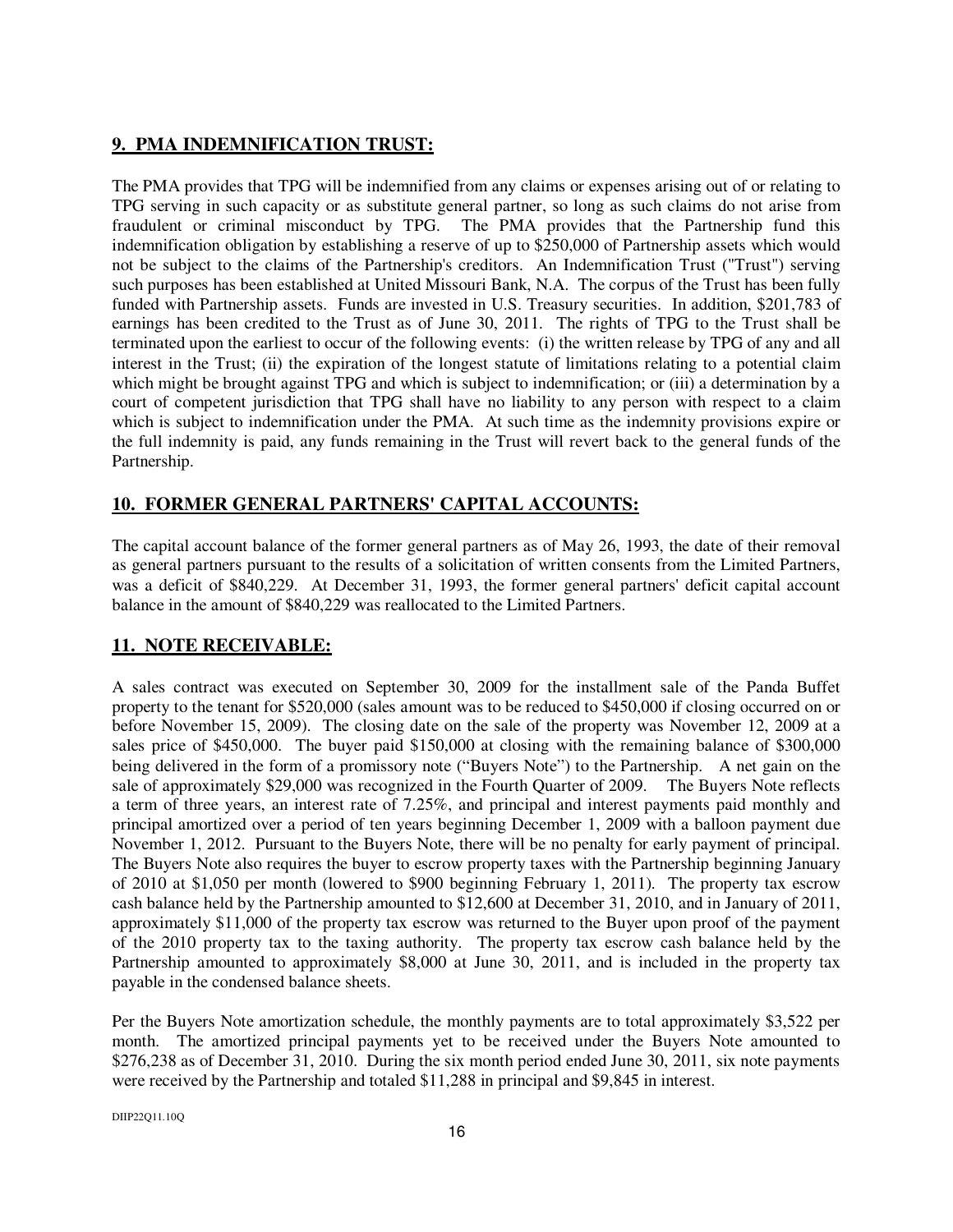## 9. PMA INDEMNIFICATION TRUST:

The PMA provides that TPG will be indemnified from any claims or expenses arising out of or relating to TPG serving in such capacity or as substitute general partner, so long as such claims do not arise from fraudulent or criminal misconduct by TPG. The PMA provides that the Partnership fund this indemnification obligation by establishing a reserve of up to $250,000 of Partnership assets which would not be subject to the claims of the Partnership's creditors. An Indemnification Trust ("Trust") serving such purposes has been established at United Missouri Bank, N.A. The corpus of the Trust has been fully funded with Partnership assets. Funds are invested in U.S. Treasury securities. In addition, $201,783 of earnings has been credited to the Trust as of June 30, 2011. The rights of TPG to the Trust shall be terminated upon the earliest to occur of the following events: (i) the written release by TPG of any and all interest in the Trust; (ii) the expiration of the longest statute of limitations relating to a potential claim which might be brought against TPG and which is subject to indemnification; or (iii) a determination by a court of competent jurisdiction that TPG shall have no liability to any person with respect to a claim which is subject to indemnification under the PMA. At such time as the indemnity provisions expire or the full indemnity is paid, any funds remaining in the Trust will revert back to the general funds of the Partnership.

## 10. FORMER GENERAL PARTNERS' CAPITAL ACCOUNTS:

The capital account balance of the former general partners as of May 26, 1993, the date of their removal as general partners pursuant to the results of a solicitation of written consents from the Limited Partners, was a deficit of $840,229. At December 31, 1993, the former general partners' deficit capital account balance in the amount of $840,229 was reallocated to the Limited Partners.

## 11. NOTE RECEIVABLE:

A sales contract was executed on September 30, 2009 for the installment sale of the Panda Buffet property to the tenant for $520,000 (sales amount was to be reduced to $450,000 if closing occurred on or before November 15, 2009). The closing date on the sale of the property was November 12, 2009 at a sales price of $450,000. The buyer paid $150,000 at closing with the remaining balance of $300,000 being delivered in the form of a promissory note ("Buyers Note") to the Partnership. A net gain on the sale of approximately $29,000 was recognized in the Fourth Quarter of 2009. The Buyers Note reflects a term of three years, an interest rate of 7.25%, and principal and interest payments paid monthly and principal amortized over a period of ten years beginning December 1, 2009 with a balloon payment due November 1, 2012. Pursuant to the Buyers Note, there will be no penalty for early payment of principal. The Buyers Note also requires the buyer to escrow property taxes with the Partnership beginning January of 2010 at $1,050 per month (lowered to $900 beginning February 1, 2011). The property tax escrow cash balance held by the Partnership amounted to $12,600 at December 31, 2010, and in January of 2011, approximately $11,000 of the property tax escrow was returned to the Buyer upon proof of the payment of the 2010 property tax to the taxing authority. The property tax escrow cash balance held by the Partnership amounted to approximately $8,000 at June 30, 2011, and is included in the property tax payable in the condensed balance sheets.

Per the Buyers Note amortization schedule, the monthly payments are to total approximately $3,522 per month. The amortized principal payments yet to be received under the Buyers Note amounted to $276,238 as of December 31, 2010. During the six month period ended June 30, 2011, six note payments were received by the Partnership and totaled $11,288 in principal and $9,845 in interest.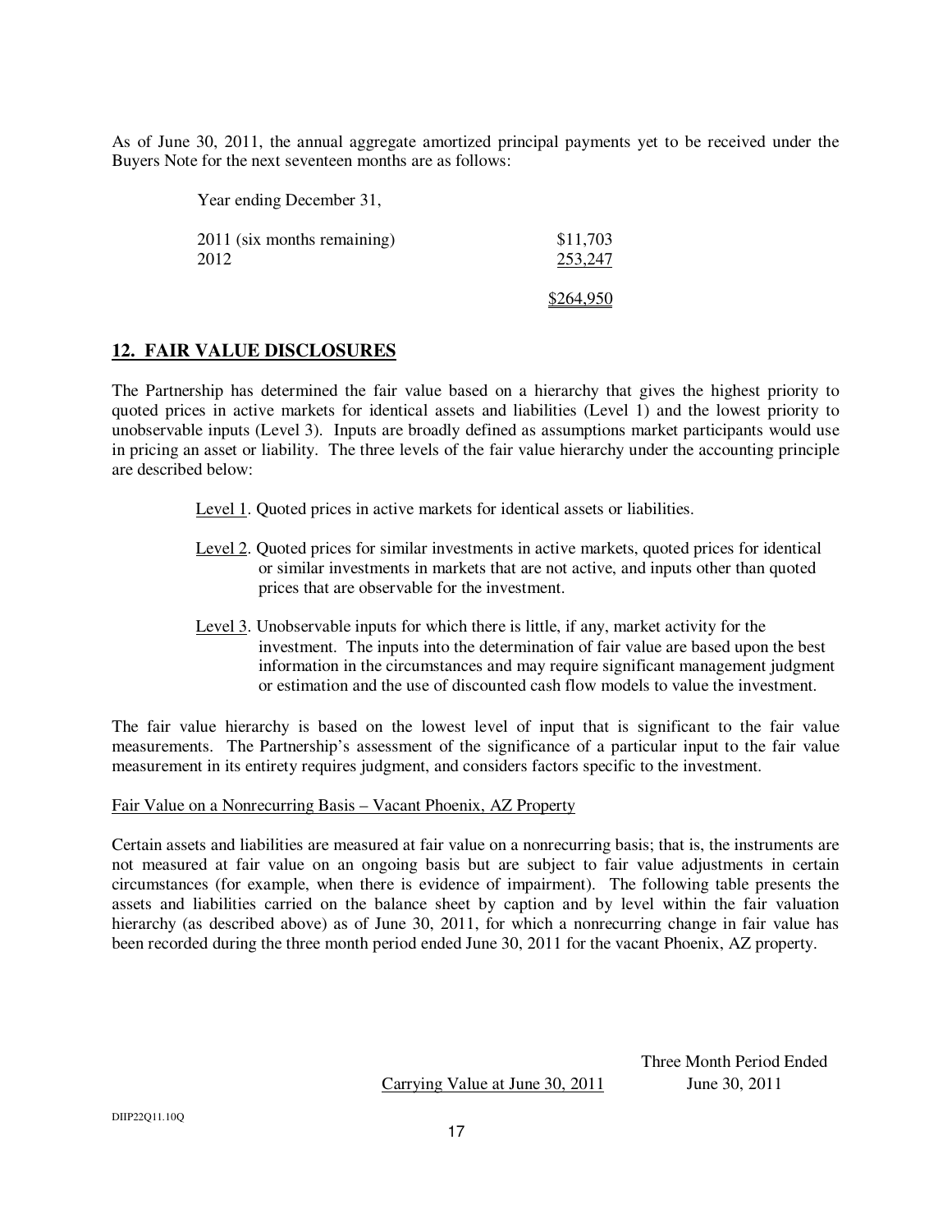As of June 30, 2011, the annual aggregate amortized principal payments yet to be received under the Buyers Note for the next seventeen months are as follows:

| Year ending December 31, | |
|---|---|
| 2011 (six months remaining) | $11,703 |
| 2012 | 253,247 |
| | $264,950 |

## 12. FAIR VALUE DISCLOSURES

The Partnership has determined the fair value based on a hierarchy that gives the highest priority to quoted prices in active markets for identical assets and liabilities (Level 1) and the lowest priority to unobservable inputs (Level 3). Inputs are broadly defined as assumptions market participants would use in pricing an asset or liability. The three levels of the fair value hierarchy under the accounting principle are described below:

Level 1. Quoted prices in active markets for identical assets or liabilities.

Level 2. Quoted prices for similar investments in active markets, quoted prices for identical or similar investments in markets that are not active, and inputs other than quoted prices that are observable for the investment.

Level 3. Unobservable inputs for which there is little, if any, market activity for the investment. The inputs into the determination of fair value are based upon the best information in the circumstances and may require significant management judgment or estimation and the use of discounted cash flow models to value the investment.

The fair value hierarchy is based on the lowest level of input that is significant to the fair value measurements. The Partnership's assessment of the significance of a particular input to the fair value measurement in its entirety requires judgment, and considers factors specific to the investment.

Fair Value on a Nonrecurring Basis – Vacant Phoenix, AZ Property

Certain assets and liabilities are measured at fair value on a nonrecurring basis; that is, the instruments are not measured at fair value on an ongoing basis but are subject to fair value adjustments in certain circumstances (for example, when there is evidence of impairment). The following table presents the assets and liabilities carried on the balance sheet by caption and by level within the fair valuation hierarchy (as described above) as of June 30, 2011, for which a nonrecurring change in fair value has been recorded during the three month period ended June 30, 2011 for the vacant Phoenix, AZ property.

| Carrying Value at June 30, 2011 | Three Month Period Ended June 30, 2011 |
|---|---|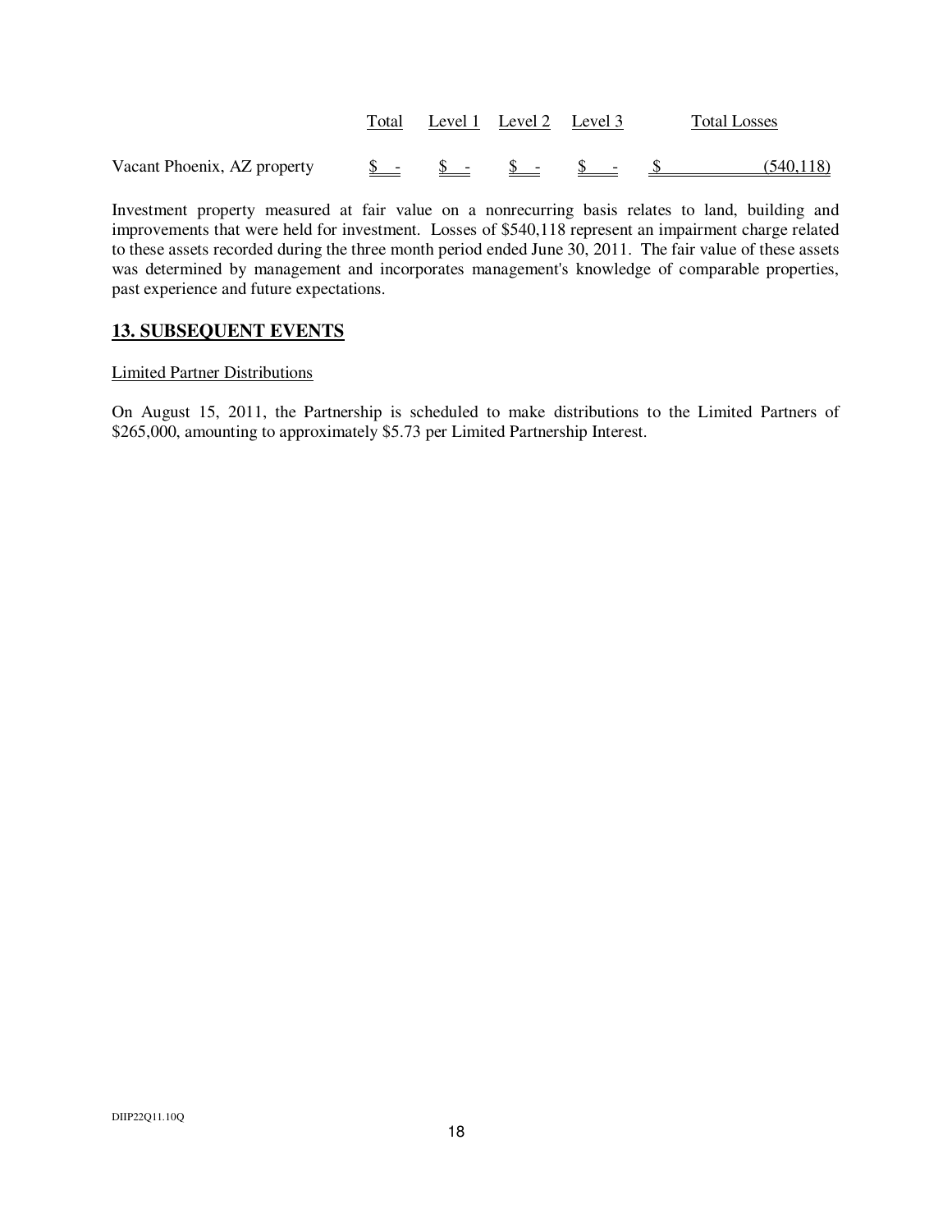| | Total | Level 1 | Level 2 | Level 3 | Total Losses |
|---|---|---|---|---|---|
| Vacant Phoenix, AZ property | $ - | $ - | $ - | $ - | $ (540,118) |

Investment property measured at fair value on a nonrecurring basis relates to land, building and improvements that were held for investment. Losses of $540,118 represent an impairment charge related to these assets recorded during the three month period ended June 30, 2011. The fair value of these assets was determined by management and incorporates management's knowledge of comparable properties, past experience and future expectations.

## 13. SUBSEQUENT EVENTS

Limited Partner Distributions

On August 15, 2011, the Partnership is scheduled to make distributions to the Limited Partners of $265,000, amounting to approximately $5.73 per Limited Partnership Interest.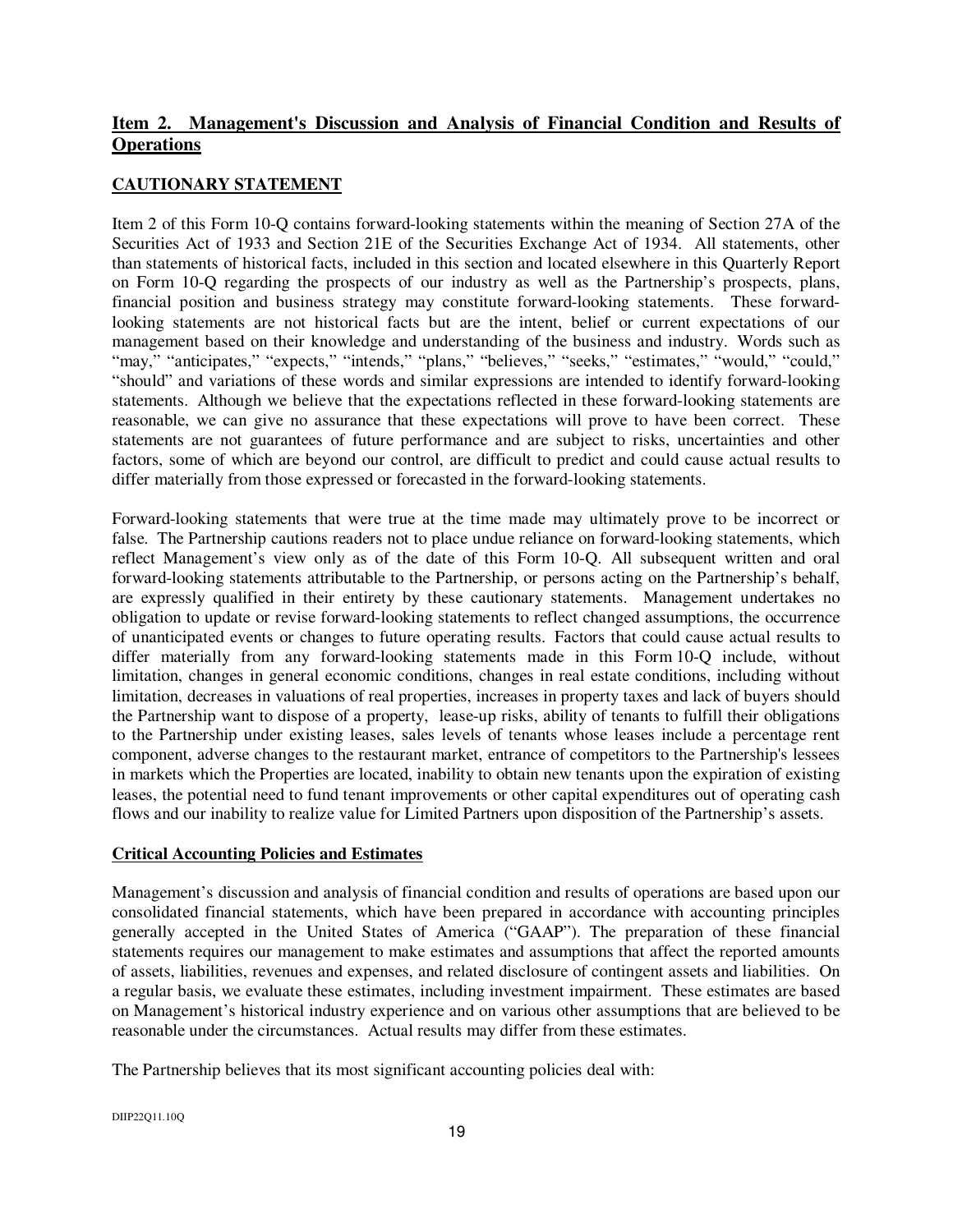## Item 2. Management's Discussion and Analysis of Financial Condition and Results of Operations

### CAUTIONARY STATEMENT

Item 2 of this Form 10-Q contains forward-looking statements within the meaning of Section 27A of the Securities Act of 1933 and Section 21E of the Securities Exchange Act of 1934. All statements, other than statements of historical facts, included in this section and located elsewhere in this Quarterly Report on Form 10-Q regarding the prospects of our industry as well as the Partnership's prospects, plans, financial position and business strategy may constitute forward-looking statements. These forward-looking statements are not historical facts but are the intent, belief or current expectations of our management based on their knowledge and understanding of the business and industry. Words such as "may," "anticipates," "expects," "intends," "plans," "believes," "seeks," "estimates," "would," "could," "should" and variations of these words and similar expressions are intended to identify forward-looking statements. Although we believe that the expectations reflected in these forward-looking statements are reasonable, we can give no assurance that these expectations will prove to have been correct. These statements are not guarantees of future performance and are subject to risks, uncertainties and other factors, some of which are beyond our control, are difficult to predict and could cause actual results to differ materially from those expressed or forecasted in the forward-looking statements.

Forward-looking statements that were true at the time made may ultimately prove to be incorrect or false. The Partnership cautions readers not to place undue reliance on forward-looking statements, which reflect Management's view only as of the date of this Form 10-Q. All subsequent written and oral forward-looking statements attributable to the Partnership, or persons acting on the Partnership's behalf, are expressly qualified in their entirety by these cautionary statements. Management undertakes no obligation to update or revise forward-looking statements to reflect changed assumptions, the occurrence of unanticipated events or changes to future operating results. Factors that could cause actual results to differ materially from any forward-looking statements made in this Form 10-Q include, without limitation, changes in general economic conditions, changes in real estate conditions, including without limitation, decreases in valuations of real properties, increases in property taxes and lack of buyers should the Partnership want to dispose of a property, lease-up risks, ability of tenants to fulfill their obligations to the Partnership under existing leases, sales levels of tenants whose leases include a percentage rent component, adverse changes to the restaurant market, entrance of competitors to the Partnership's lessees in markets which the Properties are located, inability to obtain new tenants upon the expiration of existing leases, the potential need to fund tenant improvements or other capital expenditures out of operating cash flows and our inability to realize value for Limited Partners upon disposition of the Partnership's assets.

### Critical Accounting Policies and Estimates

Management's discussion and analysis of financial condition and results of operations are based upon our consolidated financial statements, which have been prepared in accordance with accounting principles generally accepted in the United States of America ("GAAP"). The preparation of these financial statements requires our management to make estimates and assumptions that affect the reported amounts of assets, liabilities, revenues and expenses, and related disclosure of contingent assets and liabilities. On a regular basis, we evaluate these estimates, including investment impairment. These estimates are based on Management's historical industry experience and on various other assumptions that are believed to be reasonable under the circumstances. Actual results may differ from these estimates.

The Partnership believes that its most significant accounting policies deal with: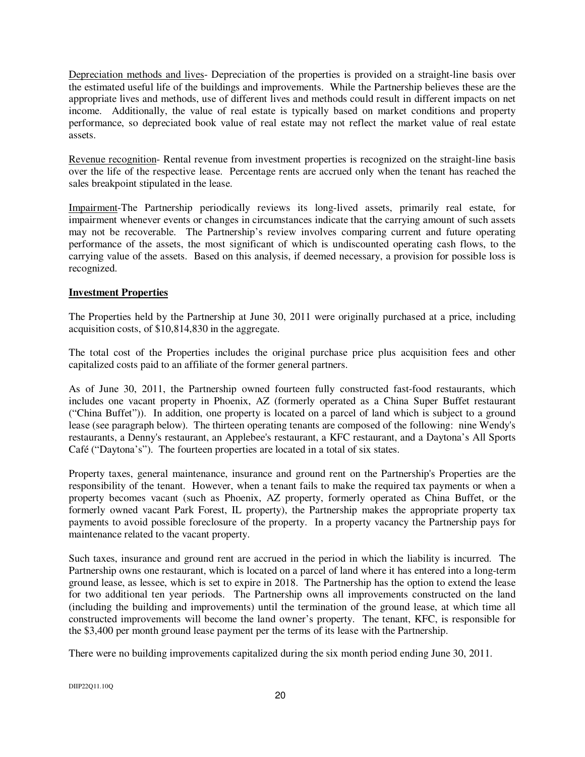Depreciation methods and lives- Depreciation of the properties is provided on a straight-line basis over the estimated useful life of the buildings and improvements. While the Partnership believes these are the appropriate lives and methods, use of different lives and methods could result in different impacts on net income. Additionally, the value of real estate is typically based on market conditions and property performance, so depreciated book value of real estate may not reflect the market value of real estate assets.

Revenue recognition- Rental revenue from investment properties is recognized on the straight-line basis over the life of the respective lease. Percentage rents are accrued only when the tenant has reached the sales breakpoint stipulated in the lease.

Impairment-The Partnership periodically reviews its long-lived assets, primarily real estate, for impairment whenever events or changes in circumstances indicate that the carrying amount of such assets may not be recoverable. The Partnership's review involves comparing current and future operating performance of the assets, the most significant of which is undiscounted operating cash flows, to the carrying value of the assets. Based on this analysis, if deemed necessary, a provision for possible loss is recognized.

**Investment Properties**

The Properties held by the Partnership at June 30, 2011 were originally purchased at a price, including acquisition costs, of $10,814,830 in the aggregate.

The total cost of the Properties includes the original purchase price plus acquisition fees and other capitalized costs paid to an affiliate of the former general partners.

As of June 30, 2011, the Partnership owned fourteen fully constructed fast-food restaurants, which includes one vacant property in Phoenix, AZ (formerly operated as a China Super Buffet restaurant ("China Buffet")). In addition, one property is located on a parcel of land which is subject to a ground lease (see paragraph below). The thirteen operating tenants are composed of the following: nine Wendy's restaurants, a Denny's restaurant, an Applebee's restaurant, a KFC restaurant, and a Daytona's All Sports Café ("Daytona's"). The fourteen properties are located in a total of six states.

Property taxes, general maintenance, insurance and ground rent on the Partnership's Properties are the responsibility of the tenant. However, when a tenant fails to make the required tax payments or when a property becomes vacant (such as Phoenix, AZ property, formerly operated as China Buffet, or the formerly owned vacant Park Forest, IL property), the Partnership makes the appropriate property tax payments to avoid possible foreclosure of the property. In a property vacancy the Partnership pays for maintenance related to the vacant property.

Such taxes, insurance and ground rent are accrued in the period in which the liability is incurred. The Partnership owns one restaurant, which is located on a parcel of land where it has entered into a long-term ground lease, as lessee, which is set to expire in 2018. The Partnership has the option to extend the lease for two additional ten year periods. The Partnership owns all improvements constructed on the land (including the building and improvements) until the termination of the ground lease, at which time all constructed improvements will become the land owner's property. The tenant, KFC, is responsible for the $3,400 per month ground lease payment per the terms of its lease with the Partnership.

There were no building improvements capitalized during the six month period ending June 30, 2011.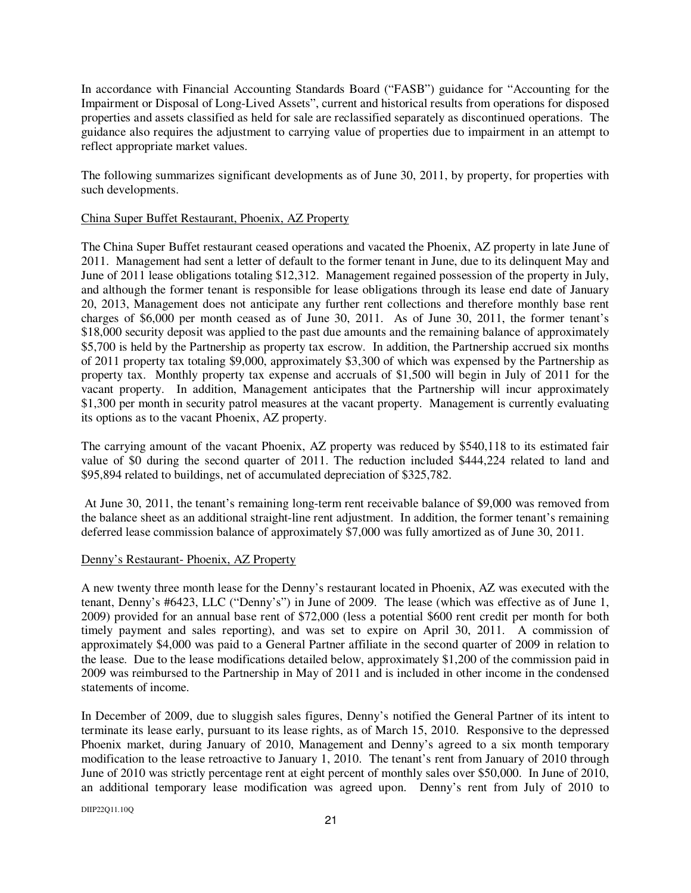In accordance with Financial Accounting Standards Board ("FASB") guidance for "Accounting for the Impairment or Disposal of Long-Lived Assets", current and historical results from operations for disposed properties and assets classified as held for sale are reclassified separately as discontinued operations. The guidance also requires the adjustment to carrying value of properties due to impairment in an attempt to reflect appropriate market values.

The following summarizes significant developments as of June 30, 2011, by property, for properties with such developments.

China Super Buffet Restaurant, Phoenix, AZ Property

The China Super Buffet restaurant ceased operations and vacated the Phoenix, AZ property in late June of 2011. Management had sent a letter of default to the former tenant in June, due to its delinquent May and June of 2011 lease obligations totaling $12,312. Management regained possession of the property in July, and although the former tenant is responsible for lease obligations through its lease end date of January 20, 2013, Management does not anticipate any further rent collections and therefore monthly base rent charges of $6,000 per month ceased as of June 30, 2011. As of June 30, 2011, the former tenant's $18,000 security deposit was applied to the past due amounts and the remaining balance of approximately $5,700 is held by the Partnership as property tax escrow. In addition, the Partnership accrued six months of 2011 property tax totaling $9,000, approximately $3,300 of which was expensed by the Partnership as property tax. Monthly property tax expense and accruals of $1,500 will begin in July of 2011 for the vacant property. In addition, Management anticipates that the Partnership will incur approximately $1,300 per month in security patrol measures at the vacant property. Management is currently evaluating its options as to the vacant Phoenix, AZ property.

The carrying amount of the vacant Phoenix, AZ property was reduced by $540,118 to its estimated fair value of $0 during the second quarter of 2011. The reduction included $444,224 related to land and $95,894 related to buildings, net of accumulated depreciation of $325,782.

At June 30, 2011, the tenant's remaining long-term rent receivable balance of $9,000 was removed from the balance sheet as an additional straight-line rent adjustment. In addition, the former tenant's remaining deferred lease commission balance of approximately $7,000 was fully amortized as of June 30, 2011.

Denny's Restaurant- Phoenix, AZ Property

A new twenty three month lease for the Denny's restaurant located in Phoenix, AZ was executed with the tenant, Denny's #6423, LLC ("Denny's") in June of 2009. The lease (which was effective as of June 1, 2009) provided for an annual base rent of $72,000 (less a potential $600 rent credit per month for both timely payment and sales reporting), and was set to expire on April 30, 2011. A commission of approximately $4,000 was paid to a General Partner affiliate in the second quarter of 2009 in relation to the lease. Due to the lease modifications detailed below, approximately $1,200 of the commission paid in 2009 was reimbursed to the Partnership in May of 2011 and is included in other income in the condensed statements of income.

In December of 2009, due to sluggish sales figures, Denny's notified the General Partner of its intent to terminate its lease early, pursuant to its lease rights, as of March 15, 2010. Responsive to the depressed Phoenix market, during January of 2010, Management and Denny's agreed to a six month temporary modification to the lease retroactive to January 1, 2010. The tenant's rent from January of 2010 through June of 2010 was strictly percentage rent at eight percent of monthly sales over $50,000. In June of 2010, an additional temporary lease modification was agreed upon. Denny's rent from July of 2010 to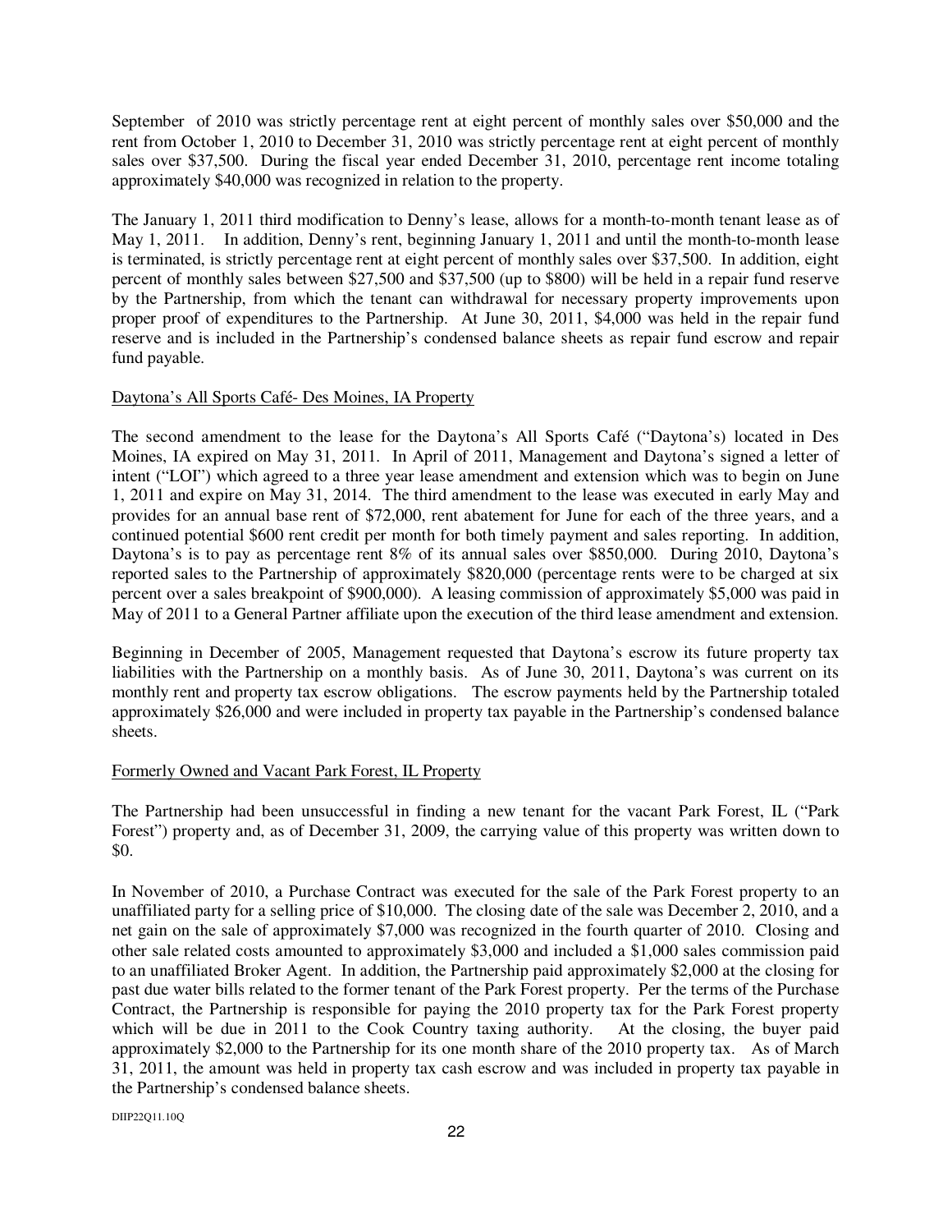September of 2010 was strictly percentage rent at eight percent of monthly sales over $50,000 and the rent from October 1, 2010 to December 31, 2010 was strictly percentage rent at eight percent of monthly sales over $37,500. During the fiscal year ended December 31, 2010, percentage rent income totaling approximately $40,000 was recognized in relation to the property.

The January 1, 2011 third modification to Denny's lease, allows for a month-to-month tenant lease as of May 1, 2011. In addition, Denny's rent, beginning January 1, 2011 and until the month-to-month lease is terminated, is strictly percentage rent at eight percent of monthly sales over $37,500. In addition, eight percent of monthly sales between $27,500 and $37,500 (up to $800) will be held in a repair fund reserve by the Partnership, from which the tenant can withdrawal for necessary property improvements upon proper proof of expenditures to the Partnership. At June 30, 2011, $4,000 was held in the repair fund reserve and is included in the Partnership's condensed balance sheets as repair fund escrow and repair fund payable.

Daytona's All Sports Café- Des Moines, IA Property

The second amendment to the lease for the Daytona's All Sports Café ("Daytona's) located in Des Moines, IA expired on May 31, 2011. In April of 2011, Management and Daytona's signed a letter of intent ("LOI") which agreed to a three year lease amendment and extension which was to begin on June 1, 2011 and expire on May 31, 2014. The third amendment to the lease was executed in early May and provides for an annual base rent of $72,000, rent abatement for June for each of the three years, and a continued potential $600 rent credit per month for both timely payment and sales reporting. In addition, Daytona's is to pay as percentage rent 8% of its annual sales over $850,000. During 2010, Daytona's reported sales to the Partnership of approximately $820,000 (percentage rents were to be charged at six percent over a sales breakpoint of $900,000). A leasing commission of approximately $5,000 was paid in May of 2011 to a General Partner affiliate upon the execution of the third lease amendment and extension.

Beginning in December of 2005, Management requested that Daytona's escrow its future property tax liabilities with the Partnership on a monthly basis. As of June 30, 2011, Daytona's was current on its monthly rent and property tax escrow obligations. The escrow payments held by the Partnership totaled approximately $26,000 and were included in property tax payable in the Partnership's condensed balance sheets.

Formerly Owned and Vacant Park Forest, IL Property

The Partnership had been unsuccessful in finding a new tenant for the vacant Park Forest, IL ("Park Forest") property and, as of December 31, 2009, the carrying value of this property was written down to $0.

In November of 2010, a Purchase Contract was executed for the sale of the Park Forest property to an unaffiliated party for a selling price of $10,000. The closing date of the sale was December 2, 2010, and a net gain on the sale of approximately $7,000 was recognized in the fourth quarter of 2010. Closing and other sale related costs amounted to approximately $3,000 and included a $1,000 sales commission paid to an unaffiliated Broker Agent. In addition, the Partnership paid approximately $2,000 at the closing for past due water bills related to the former tenant of the Park Forest property. Per the terms of the Purchase Contract, the Partnership is responsible for paying the 2010 property tax for the Park Forest property which will be due in 2011 to the Cook Country taxing authority. At the closing, the buyer paid approximately $2,000 to the Partnership for its one month share of the 2010 property tax. As of March 31, 2011, the amount was held in property tax cash escrow and was included in property tax payable in the Partnership's condensed balance sheets.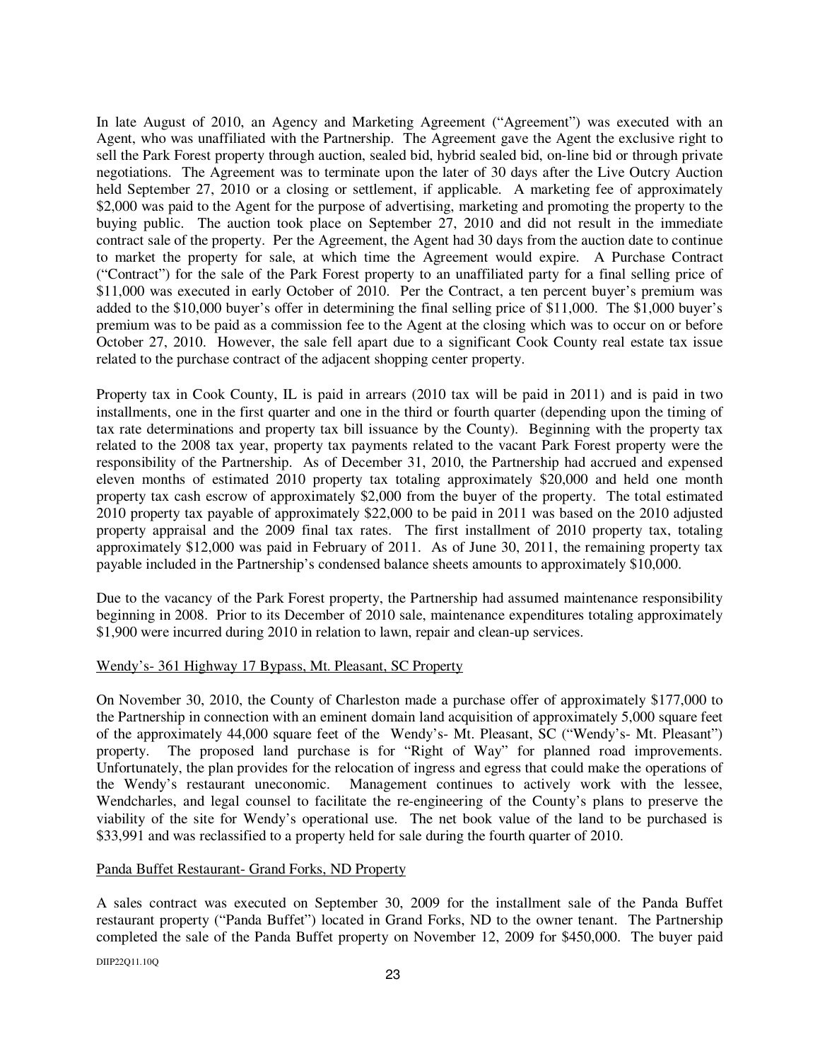In late August of 2010, an Agency and Marketing Agreement ("Agreement") was executed with an Agent, who was unaffiliated with the Partnership. The Agreement gave the Agent the exclusive right to sell the Park Forest property through auction, sealed bid, hybrid sealed bid, on-line bid or through private negotiations. The Agreement was to terminate upon the later of 30 days after the Live Outcry Auction held September 27, 2010 or a closing or settlement, if applicable. A marketing fee of approximately $2,000 was paid to the Agent for the purpose of advertising, marketing and promoting the property to the buying public. The auction took place on September 27, 2010 and did not result in the immediate contract sale of the property. Per the Agreement, the Agent had 30 days from the auction date to continue to market the property for sale, at which time the Agreement would expire. A Purchase Contract ("Contract") for the sale of the Park Forest property to an unaffiliated party for a final selling price of $11,000 was executed in early October of 2010. Per the Contract, a ten percent buyer's premium was added to the $10,000 buyer's offer in determining the final selling price of $11,000. The $1,000 buyer's premium was to be paid as a commission fee to the Agent at the closing which was to occur on or before October 27, 2010. However, the sale fell apart due to a significant Cook County real estate tax issue related to the purchase contract of the adjacent shopping center property.

Property tax in Cook County, IL is paid in arrears (2010 tax will be paid in 2011) and is paid in two installments, one in the first quarter and one in the third or fourth quarter (depending upon the timing of tax rate determinations and property tax bill issuance by the County). Beginning with the property tax related to the 2008 tax year, property tax payments related to the vacant Park Forest property were the responsibility of the Partnership. As of December 31, 2010, the Partnership had accrued and expensed eleven months of estimated 2010 property tax totaling approximately $20,000 and held one month property tax cash escrow of approximately $2,000 from the buyer of the property. The total estimated 2010 property tax payable of approximately $22,000 to be paid in 2011 was based on the 2010 adjusted property appraisal and the 2009 final tax rates. The first installment of 2010 property tax, totaling approximately $12,000 was paid in February of 2011. As of June 30, 2011, the remaining property tax payable included in the Partnership's condensed balance sheets amounts to approximately $10,000.

Due to the vacancy of the Park Forest property, the Partnership had assumed maintenance responsibility beginning in 2008. Prior to its December of 2010 sale, maintenance expenditures totaling approximately $1,900 were incurred during 2010 in relation to lawn, repair and clean-up services.

Wendy's- 361 Highway 17 Bypass, Mt. Pleasant, SC Property

On November 30, 2010, the County of Charleston made a purchase offer of approximately $177,000 to the Partnership in connection with an eminent domain land acquisition of approximately 5,000 square feet of the approximately 44,000 square feet of the Wendy's- Mt. Pleasant, SC ("Wendy's- Mt. Pleasant") property. The proposed land purchase is for "Right of Way" for planned road improvements. Unfortunately, the plan provides for the relocation of ingress and egress that could make the operations of the Wendy's restaurant uneconomic. Management continues to actively work with the lessee, Wendcharles, and legal counsel to facilitate the re-engineering of the County's plans to preserve the viability of the site for Wendy's operational use. The net book value of the land to be purchased is $33,991 and was reclassified to a property held for sale during the fourth quarter of 2010.

Panda Buffet Restaurant- Grand Forks, ND Property

A sales contract was executed on September 30, 2009 for the installment sale of the Panda Buffet restaurant property ("Panda Buffet") located in Grand Forks, ND to the owner tenant. The Partnership completed the sale of the Panda Buffet property on November 12, 2009 for $450,000. The buyer paid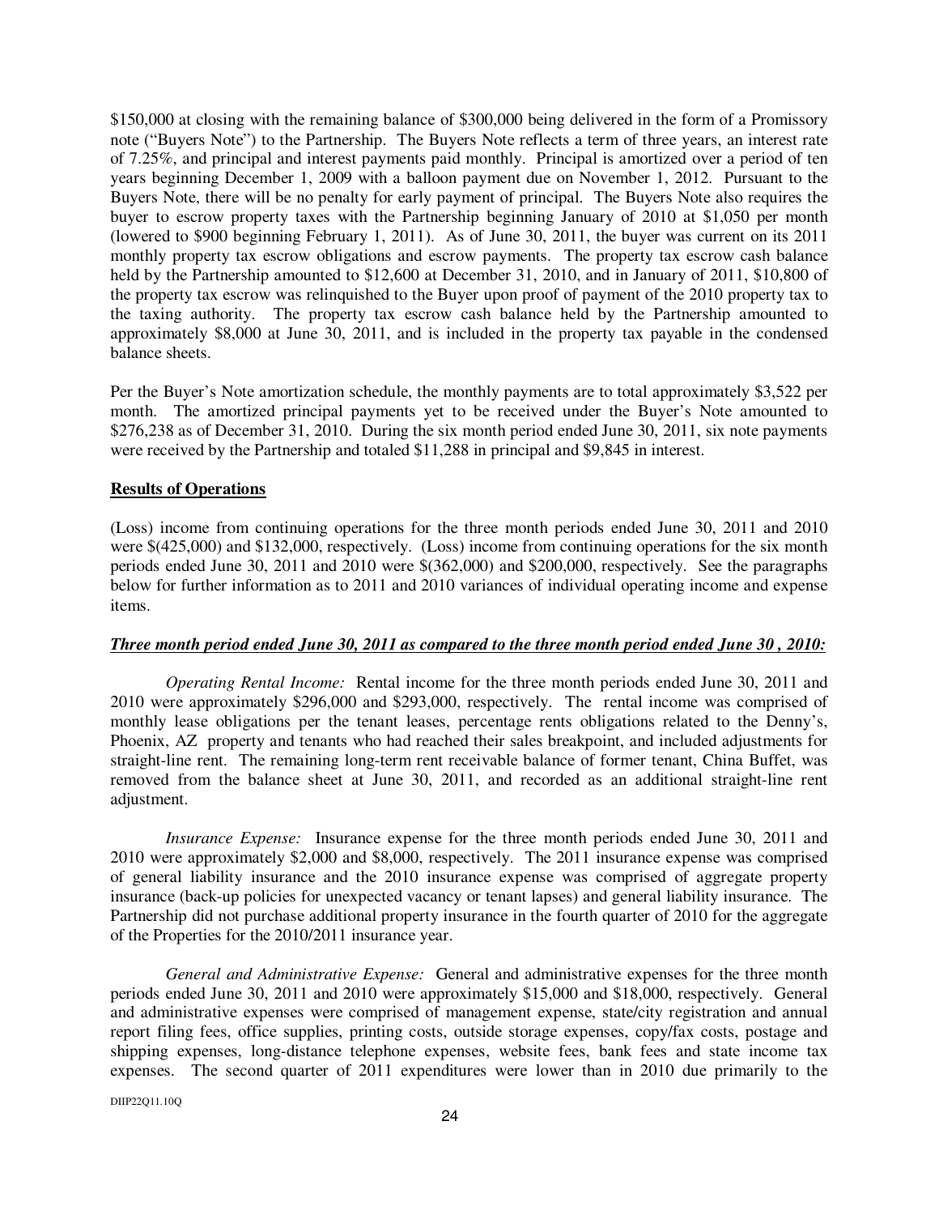$150,000 at closing with the remaining balance of $300,000 being delivered in the form of a Promissory note ("Buyers Note") to the Partnership. The Buyers Note reflects a term of three years, an interest rate of 7.25%, and principal and interest payments paid monthly. Principal is amortized over a period of ten years beginning December 1, 2009 with a balloon payment due on November 1, 2012. Pursuant to the Buyers Note, there will be no penalty for early payment of principal. The Buyers Note also requires the buyer to escrow property taxes with the Partnership beginning January of 2010 at $1,050 per month (lowered to $900 beginning February 1, 2011). As of June 30, 2011, the buyer was current on its 2011 monthly property tax escrow obligations and escrow payments. The property tax escrow cash balance held by the Partnership amounted to $12,600 at December 31, 2010, and in January of 2011, $10,800 of the property tax escrow was relinquished to the Buyer upon proof of payment of the 2010 property tax to the taxing authority. The property tax escrow cash balance held by the Partnership amounted to approximately $8,000 at June 30, 2011, and is included in the property tax payable in the condensed balance sheets.

Per the Buyer's Note amortization schedule, the monthly payments are to total approximately $3,522 per month. The amortized principal payments yet to be received under the Buyer's Note amounted to $276,238 as of December 31, 2010. During the six month period ended June 30, 2011, six note payments were received by the Partnership and totaled $11,288 in principal and $9,845 in interest.

**Results of Operations**

(Loss) income from continuing operations for the three month periods ended June 30, 2011 and 2010 were $(425,000) and $132,000, respectively. (Loss) income from continuing operations for the six month periods ended June 30, 2011 and 2010 were $(362,000) and $200,000, respectively. See the paragraphs below for further information as to 2011 and 2010 variances of individual operating income and expense items.

***Three month period ended June 30, 2011 as compared to the three month period ended June 30 , 2010:***

*Operating Rental Income:* Rental income for the three month periods ended June 30, 2011 and 2010 were approximately $296,000 and $293,000, respectively. The rental income was comprised of monthly lease obligations per the tenant leases, percentage rents obligations related to the Denny's, Phoenix, AZ property and tenants who had reached their sales breakpoint, and included adjustments for straight-line rent. The remaining long-term rent receivable balance of former tenant, China Buffet, was removed from the balance sheet at June 30, 2011, and recorded as an additional straight-line rent adjustment.

*Insurance Expense:* Insurance expense for the three month periods ended June 30, 2011 and 2010 were approximately $2,000 and $8,000, respectively. The 2011 insurance expense was comprised of general liability insurance and the 2010 insurance expense was comprised of aggregate property insurance (back-up policies for unexpected vacancy or tenant lapses) and general liability insurance. The Partnership did not purchase additional property insurance in the fourth quarter of 2010 for the aggregate of the Properties for the 2010/2011 insurance year.

*General and Administrative Expense:* General and administrative expenses for the three month periods ended June 30, 2011 and 2010 were approximately $15,000 and $18,000, respectively. General and administrative expenses were comprised of management expense, state/city registration and annual report filing fees, office supplies, printing costs, outside storage expenses, copy/fax costs, postage and shipping expenses, long-distance telephone expenses, website fees, bank fees and state income tax expenses. The second quarter of 2011 expenditures were lower than in 2010 due primarily to the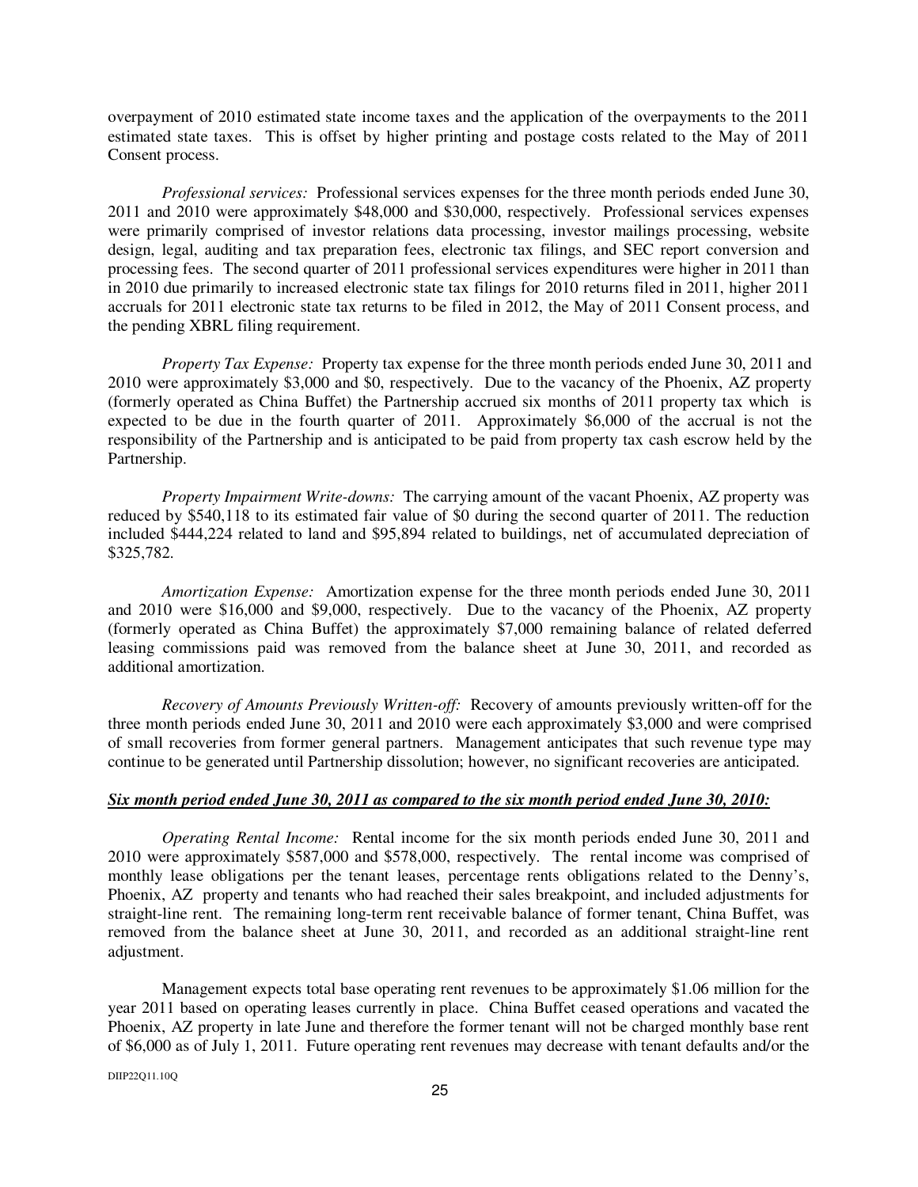overpayment of 2010 estimated state income taxes and the application of the overpayments to the 2011 estimated state taxes. This is offset by higher printing and postage costs related to the May of 2011 Consent process.

*Professional services:* Professional services expenses for the three month periods ended June 30, 2011 and 2010 were approximately $48,000 and $30,000, respectively. Professional services expenses were primarily comprised of investor relations data processing, investor mailings processing, website design, legal, auditing and tax preparation fees, electronic tax filings, and SEC report conversion and processing fees. The second quarter of 2011 professional services expenditures were higher in 2011 than in 2010 due primarily to increased electronic state tax filings for 2010 returns filed in 2011, higher 2011 accruals for 2011 electronic state tax returns to be filed in 2012, the May of 2011 Consent process, and the pending XBRL filing requirement.

*Property Tax Expense:* Property tax expense for the three month periods ended June 30, 2011 and 2010 were approximately $3,000 and $0, respectively. Due to the vacancy of the Phoenix, AZ property (formerly operated as China Buffet) the Partnership accrued six months of 2011 property tax which is expected to be due in the fourth quarter of 2011. Approximately $6,000 of the accrual is not the responsibility of the Partnership and is anticipated to be paid from property tax cash escrow held by the Partnership.

*Property Impairment Write-downs:* The carrying amount of the vacant Phoenix, AZ property was reduced by $540,118 to its estimated fair value of $0 during the second quarter of 2011. The reduction included $444,224 related to land and $95,894 related to buildings, net of accumulated depreciation of $325,782.

*Amortization Expense:* Amortization expense for the three month periods ended June 30, 2011 and 2010 were $16,000 and $9,000, respectively. Due to the vacancy of the Phoenix, AZ property (formerly operated as China Buffet) the approximately $7,000 remaining balance of related deferred leasing commissions paid was removed from the balance sheet at June 30, 2011, and recorded as additional amortization.

*Recovery of Amounts Previously Written-off:* Recovery of amounts previously written-off for the three month periods ended June 30, 2011 and 2010 were each approximately $3,000 and were comprised of small recoveries from former general partners. Management anticipates that such revenue type may continue to be generated until Partnership dissolution; however, no significant recoveries are anticipated.

***Six month period ended June 30, 2011 as compared to the six month period ended June 30, 2010:***

*Operating Rental Income:* Rental income for the six month periods ended June 30, 2011 and 2010 were approximately $587,000 and $578,000, respectively. The rental income was comprised of monthly lease obligations per the tenant leases, percentage rents obligations related to the Denny's, Phoenix, AZ property and tenants who had reached their sales breakpoint, and included adjustments for straight-line rent. The remaining long-term rent receivable balance of former tenant, China Buffet, was removed from the balance sheet at June 30, 2011, and recorded as an additional straight-line rent adjustment.

Management expects total base operating rent revenues to be approximately $1.06 million for the year 2011 based on operating leases currently in place. China Buffet ceased operations and vacated the Phoenix, AZ property in late June and therefore the former tenant will not be charged monthly base rent of $6,000 as of July 1, 2011. Future operating rent revenues may decrease with tenant defaults and/or the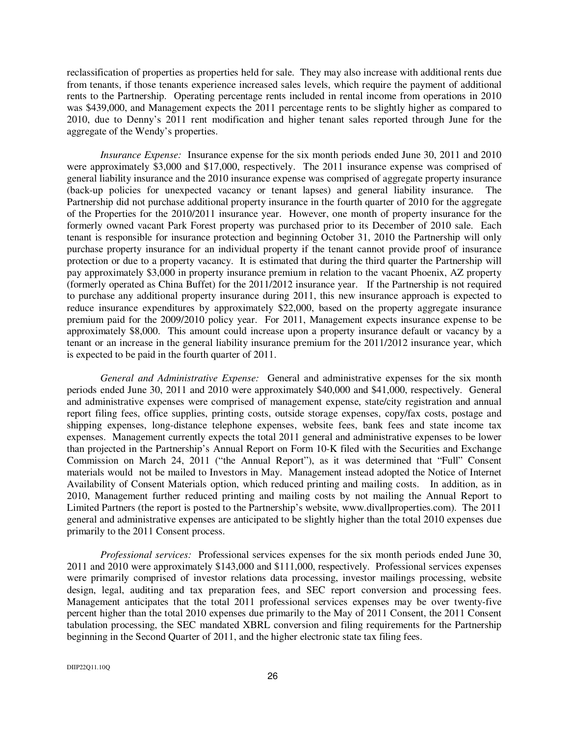reclassification of properties as properties held for sale. They may also increase with additional rents due from tenants, if those tenants experience increased sales levels, which require the payment of additional rents to the Partnership. Operating percentage rents included in rental income from operations in 2010 was $439,000, and Management expects the 2011 percentage rents to be slightly higher as compared to 2010, due to Denny's 2011 rent modification and higher tenant sales reported through June for the aggregate of the Wendy's properties.

*Insurance Expense:* Insurance expense for the six month periods ended June 30, 2011 and 2010 were approximately $3,000 and $17,000, respectively. The 2011 insurance expense was comprised of general liability insurance and the 2010 insurance expense was comprised of aggregate property insurance (back-up policies for unexpected vacancy or tenant lapses) and general liability insurance. The Partnership did not purchase additional property insurance in the fourth quarter of 2010 for the aggregate of the Properties for the 2010/2011 insurance year. However, one month of property insurance for the formerly owned vacant Park Forest property was purchased prior to its December of 2010 sale. Each tenant is responsible for insurance protection and beginning October 31, 2010 the Partnership will only purchase property insurance for an individual property if the tenant cannot provide proof of insurance protection or due to a property vacancy. It is estimated that during the third quarter the Partnership will pay approximately $3,000 in property insurance premium in relation to the vacant Phoenix, AZ property (formerly operated as China Buffet) for the 2011/2012 insurance year. If the Partnership is not required to purchase any additional property insurance during 2011, this new insurance approach is expected to reduce insurance expenditures by approximately $22,000, based on the property aggregate insurance premium paid for the 2009/2010 policy year. For 2011, Management expects insurance expense to be approximately $8,000. This amount could increase upon a property insurance default or vacancy by a tenant or an increase in the general liability insurance premium for the 2011/2012 insurance year, which is expected to be paid in the fourth quarter of 2011.

*General and Administrative Expense:* General and administrative expenses for the six month periods ended June 30, 2011 and 2010 were approximately $40,000 and $41,000, respectively. General and administrative expenses were comprised of management expense, state/city registration and annual report filing fees, office supplies, printing costs, outside storage expenses, copy/fax costs, postage and shipping expenses, long-distance telephone expenses, website fees, bank fees and state income tax expenses. Management currently expects the total 2011 general and administrative expenses to be lower than projected in the Partnership's Annual Report on Form 10-K filed with the Securities and Exchange Commission on March 24, 2011 ("the Annual Report"), as it was determined that "Full" Consent materials would not be mailed to Investors in May. Management instead adopted the Notice of Internet Availability of Consent Materials option, which reduced printing and mailing costs. In addition, as in 2010, Management further reduced printing and mailing costs by not mailing the Annual Report to Limited Partners (the report is posted to the Partnership's website, www.divallproperties.com). The 2011 general and administrative expenses are anticipated to be slightly higher than the total 2010 expenses due primarily to the 2011 Consent process.

*Professional services:* Professional services expenses for the six month periods ended June 30, 2011 and 2010 were approximately $143,000 and $111,000, respectively. Professional services expenses were primarily comprised of investor relations data processing, investor mailings processing, website design, legal, auditing and tax preparation fees, and SEC report conversion and processing fees. Management anticipates that the total 2011 professional services expenses may be over twenty-five percent higher than the total 2010 expenses due primarily to the May of 2011 Consent, the 2011 Consent tabulation processing, the SEC mandated XBRL conversion and filing requirements for the Partnership beginning in the Second Quarter of 2011, and the higher electronic state tax filing fees.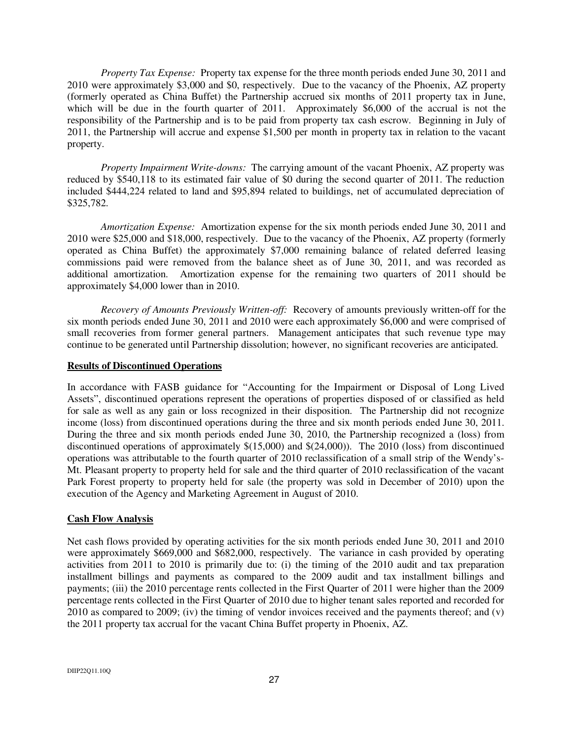*Property Tax Expense:* Property tax expense for the three month periods ended June 30, 2011 and 2010 were approximately $3,000 and $0, respectively. Due to the vacancy of the Phoenix, AZ property (formerly operated as China Buffet) the Partnership accrued six months of 2011 property tax in June, which will be due in the fourth quarter of 2011. Approximately $6,000 of the accrual is not the responsibility of the Partnership and is to be paid from property tax cash escrow. Beginning in July of 2011, the Partnership will accrue and expense $1,500 per month in property tax in relation to the vacant property.

*Property Impairment Write-downs:* The carrying amount of the vacant Phoenix, AZ property was reduced by $540,118 to its estimated fair value of $0 during the second quarter of 2011. The reduction included $444,224 related to land and $95,894 related to buildings, net of accumulated depreciation of $325,782.

*Amortization Expense:* Amortization expense for the six month periods ended June 30, 2011 and 2010 were $25,000 and $18,000, respectively. Due to the vacancy of the Phoenix, AZ property (formerly operated as China Buffet) the approximately $7,000 remaining balance of related deferred leasing commissions paid were removed from the balance sheet as of June 30, 2011, and was recorded as additional amortization. Amortization expense for the remaining two quarters of 2011 should be approximately $4,000 lower than in 2010.

*Recovery of Amounts Previously Written-off:* Recovery of amounts previously written-off for the six month periods ended June 30, 2011 and 2010 were each approximately $6,000 and were comprised of small recoveries from former general partners. Management anticipates that such revenue type may continue to be generated until Partnership dissolution; however, no significant recoveries are anticipated.

**Results of Discontinued Operations**

In accordance with FASB guidance for "Accounting for the Impairment or Disposal of Long Lived Assets", discontinued operations represent the operations of properties disposed of or classified as held for sale as well as any gain or loss recognized in their disposition. The Partnership did not recognize income (loss) from discontinued operations during the three and six month periods ended June 30, 2011. During the three and six month periods ended June 30, 2010, the Partnership recognized a (loss) from discontinued operations of approximately $(15,000) and $(24,000)). The 2010 (loss) from discontinued operations was attributable to the fourth quarter of 2010 reclassification of a small strip of the Wendy's-Mt. Pleasant property to property held for sale and the third quarter of 2010 reclassification of the vacant Park Forest property to property held for sale (the property was sold in December of 2010) upon the execution of the Agency and Marketing Agreement in August of 2010.

**Cash Flow Analysis**

Net cash flows provided by operating activities for the six month periods ended June 30, 2011 and 2010 were approximately $669,000 and $682,000, respectively. The variance in cash provided by operating activities from 2011 to 2010 is primarily due to: (i) the timing of the 2010 audit and tax preparation installment billings and payments as compared to the 2009 audit and tax installment billings and payments; (iii) the 2010 percentage rents collected in the First Quarter of 2011 were higher than the 2009 percentage rents collected in the First Quarter of 2010 due to higher tenant sales reported and recorded for 2010 as compared to 2009; (iv) the timing of vendor invoices received and the payments thereof; and (v) the 2011 property tax accrual for the vacant China Buffet property in Phoenix, AZ.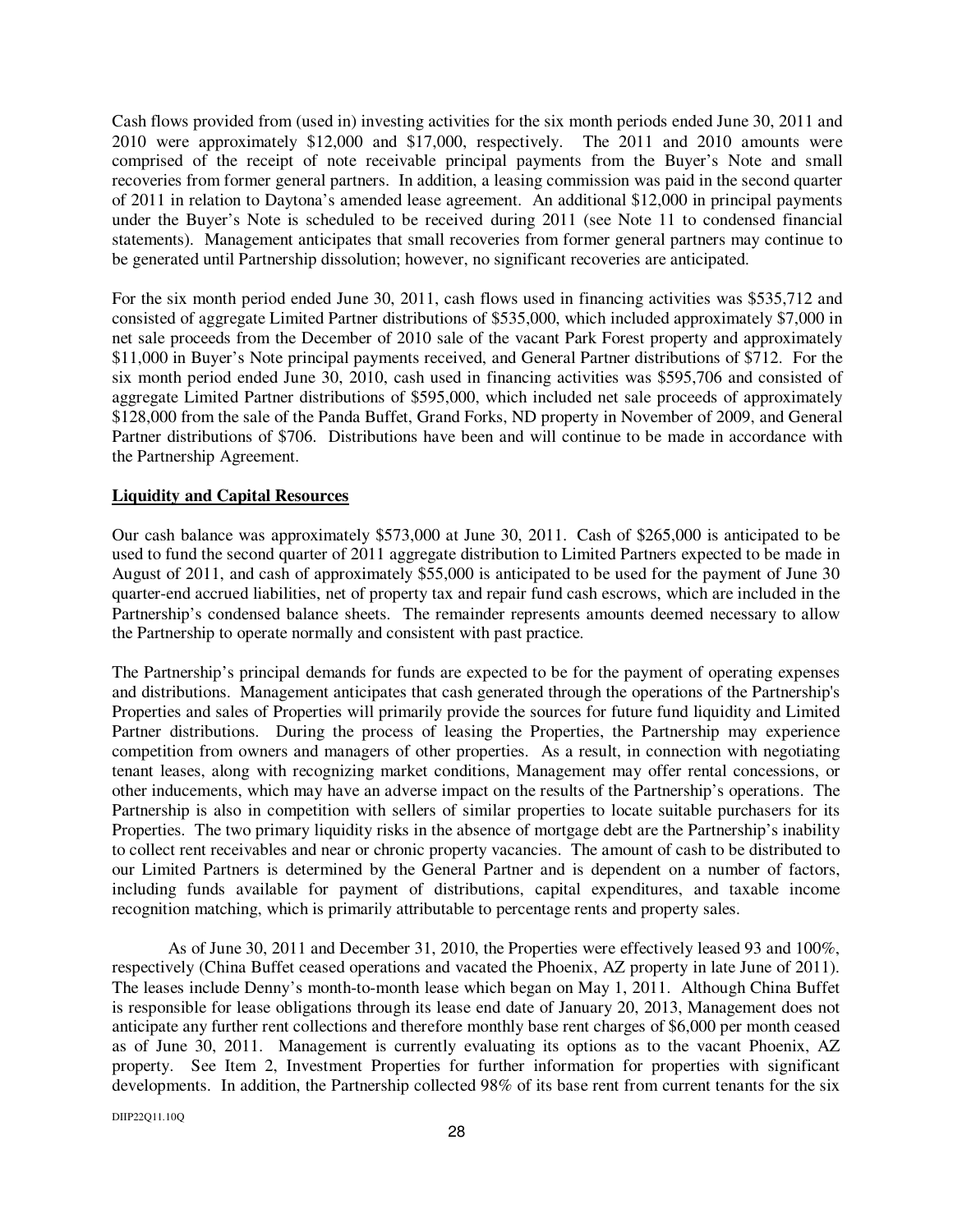Cash flows provided from (used in) investing activities for the six month periods ended June 30, 2011 and 2010 were approximately $12,000 and $17,000, respectively. The 2011 and 2010 amounts were comprised of the receipt of note receivable principal payments from the Buyer's Note and small recoveries from former general partners. In addition, a leasing commission was paid in the second quarter of 2011 in relation to Daytona's amended lease agreement. An additional $12,000 in principal payments under the Buyer's Note is scheduled to be received during 2011 (see Note 11 to condensed financial statements). Management anticipates that small recoveries from former general partners may continue to be generated until Partnership dissolution; however, no significant recoveries are anticipated.

For the six month period ended June 30, 2011, cash flows used in financing activities was $535,712 and consisted of aggregate Limited Partner distributions of $535,000, which included approximately $7,000 in net sale proceeds from the December of 2010 sale of the vacant Park Forest property and approximately $11,000 in Buyer's Note principal payments received, and General Partner distributions of $712. For the six month period ended June 30, 2010, cash used in financing activities was $595,706 and consisted of aggregate Limited Partner distributions of $595,000, which included net sale proceeds of approximately $128,000 from the sale of the Panda Buffet, Grand Forks, ND property in November of 2009, and General Partner distributions of $706. Distributions have been and will continue to be made in accordance with the Partnership Agreement.

## Liquidity and Capital Resources

Our cash balance was approximately $573,000 at June 30, 2011. Cash of $265,000 is anticipated to be used to fund the second quarter of 2011 aggregate distribution to Limited Partners expected to be made in August of 2011, and cash of approximately $55,000 is anticipated to be used for the payment of June 30 quarter-end accrued liabilities, net of property tax and repair fund cash escrows, which are included in the Partnership's condensed balance sheets. The remainder represents amounts deemed necessary to allow the Partnership to operate normally and consistent with past practice.

The Partnership's principal demands for funds are expected to be for the payment of operating expenses and distributions. Management anticipates that cash generated through the operations of the Partnership's Properties and sales of Properties will primarily provide the sources for future fund liquidity and Limited Partner distributions. During the process of leasing the Properties, the Partnership may experience competition from owners and managers of other properties. As a result, in connection with negotiating tenant leases, along with recognizing market conditions, Management may offer rental concessions, or other inducements, which may have an adverse impact on the results of the Partnership's operations. The Partnership is also in competition with sellers of similar properties to locate suitable purchasers for its Properties. The two primary liquidity risks in the absence of mortgage debt are the Partnership's inability to collect rent receivables and near or chronic property vacancies. The amount of cash to be distributed to our Limited Partners is determined by the General Partner and is dependent on a number of factors, including funds available for payment of distributions, capital expenditures, and taxable income recognition matching, which is primarily attributable to percentage rents and property sales.

As of June 30, 2011 and December 31, 2010, the Properties were effectively leased 93 and 100%, respectively (China Buffet ceased operations and vacated the Phoenix, AZ property in late June of 2011). The leases include Denny's month-to-month lease which began on May 1, 2011. Although China Buffet is responsible for lease obligations through its lease end date of January 20, 2013, Management does not anticipate any further rent collections and therefore monthly base rent charges of $6,000 per month ceased as of June 30, 2011. Management is currently evaluating its options as to the vacant Phoenix, AZ property. See Item 2, Investment Properties for further information for properties with significant developments. In addition, the Partnership collected 98% of its base rent from current tenants for the six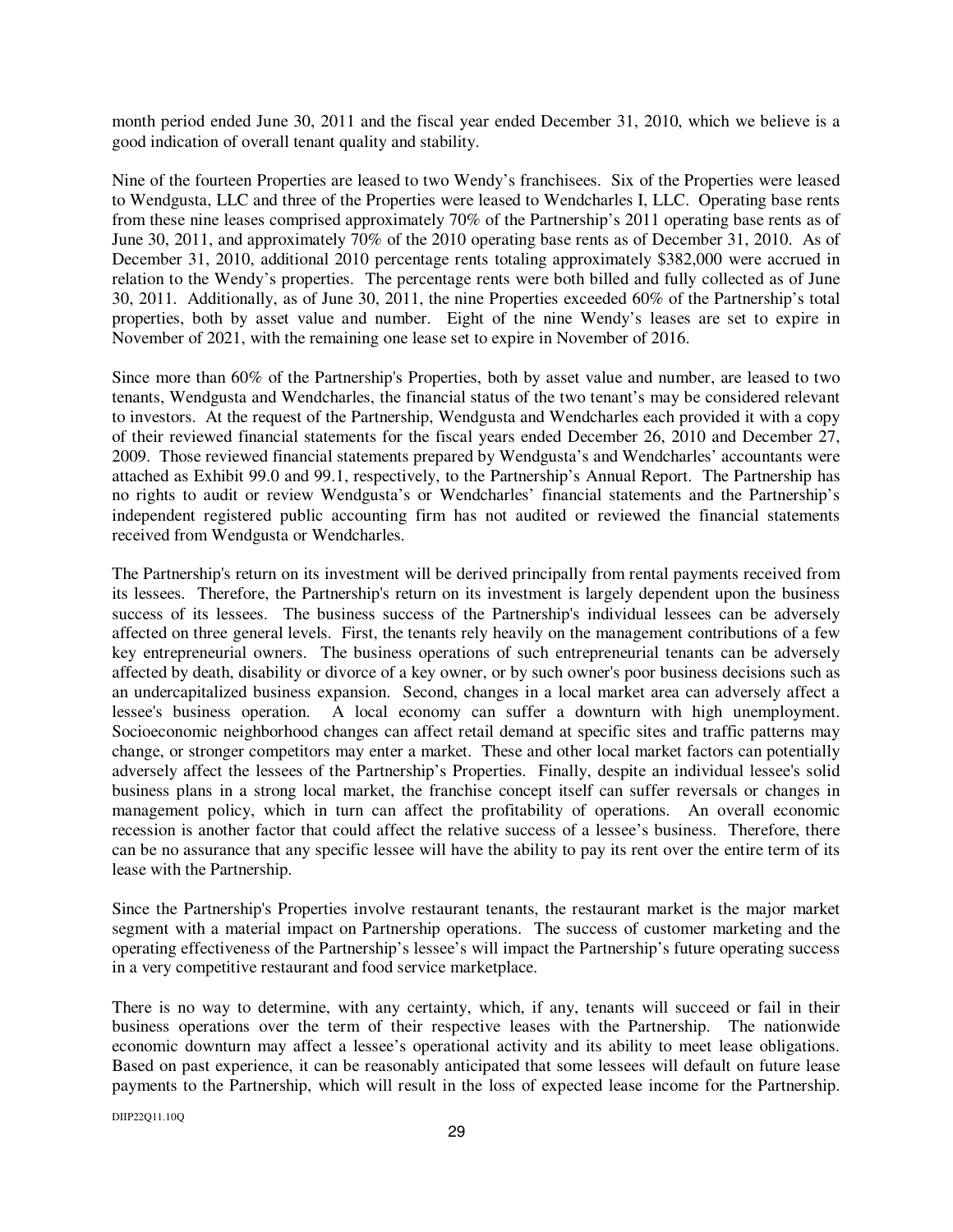month period ended June 30, 2011 and the fiscal year ended December 31, 2010, which we believe is a good indication of overall tenant quality and stability.

Nine of the fourteen Properties are leased to two Wendy's franchisees. Six of the Properties were leased to Wendgusta, LLC and three of the Properties were leased to Wendcharles I, LLC. Operating base rents from these nine leases comprised approximately 70% of the Partnership's 2011 operating base rents as of June 30, 2011, and approximately 70% of the 2010 operating base rents as of December 31, 2010. As of December 31, 2010, additional 2010 percentage rents totaling approximately $382,000 were accrued in relation to the Wendy's properties. The percentage rents were both billed and fully collected as of June 30, 2011. Additionally, as of June 30, 2011, the nine Properties exceeded 60% of the Partnership's total properties, both by asset value and number. Eight of the nine Wendy's leases are set to expire in November of 2021, with the remaining one lease set to expire in November of 2016.

Since more than 60% of the Partnership's Properties, both by asset value and number, are leased to two tenants, Wendgusta and Wendcharles, the financial status of the two tenant's may be considered relevant to investors. At the request of the Partnership, Wendgusta and Wendcharles each provided it with a copy of their reviewed financial statements for the fiscal years ended December 26, 2010 and December 27, 2009. Those reviewed financial statements prepared by Wendgusta's and Wendcharles' accountants were attached as Exhibit 99.0 and 99.1, respectively, to the Partnership's Annual Report. The Partnership has no rights to audit or review Wendgusta's or Wendcharles' financial statements and the Partnership's independent registered public accounting firm has not audited or reviewed the financial statements received from Wendgusta or Wendcharles.

The Partnership's return on its investment will be derived principally from rental payments received from its lessees. Therefore, the Partnership's return on its investment is largely dependent upon the business success of its lessees. The business success of the Partnership's individual lessees can be adversely affected on three general levels. First, the tenants rely heavily on the management contributions of a few key entrepreneurial owners. The business operations of such entrepreneurial tenants can be adversely affected by death, disability or divorce of a key owner, or by such owner's poor business decisions such as an undercapitalized business expansion. Second, changes in a local market area can adversely affect a lessee's business operation. A local economy can suffer a downturn with high unemployment. Socioeconomic neighborhood changes can affect retail demand at specific sites and traffic patterns may change, or stronger competitors may enter a market. These and other local market factors can potentially adversely affect the lessees of the Partnership's Properties. Finally, despite an individual lessee's solid business plans in a strong local market, the franchise concept itself can suffer reversals or changes in management policy, which in turn can affect the profitability of operations. An overall economic recession is another factor that could affect the relative success of a lessee's business. Therefore, there can be no assurance that any specific lessee will have the ability to pay its rent over the entire term of its lease with the Partnership.

Since the Partnership's Properties involve restaurant tenants, the restaurant market is the major market segment with a material impact on Partnership operations. The success of customer marketing and the operating effectiveness of the Partnership's lessee's will impact the Partnership's future operating success in a very competitive restaurant and food service marketplace.

There is no way to determine, with any certainty, which, if any, tenants will succeed or fail in their business operations over the term of their respective leases with the Partnership. The nationwide economic downturn may affect a lessee's operational activity and its ability to meet lease obligations. Based on past experience, it can be reasonably anticipated that some lessees will default on future lease payments to the Partnership, which will result in the loss of expected lease income for the Partnership.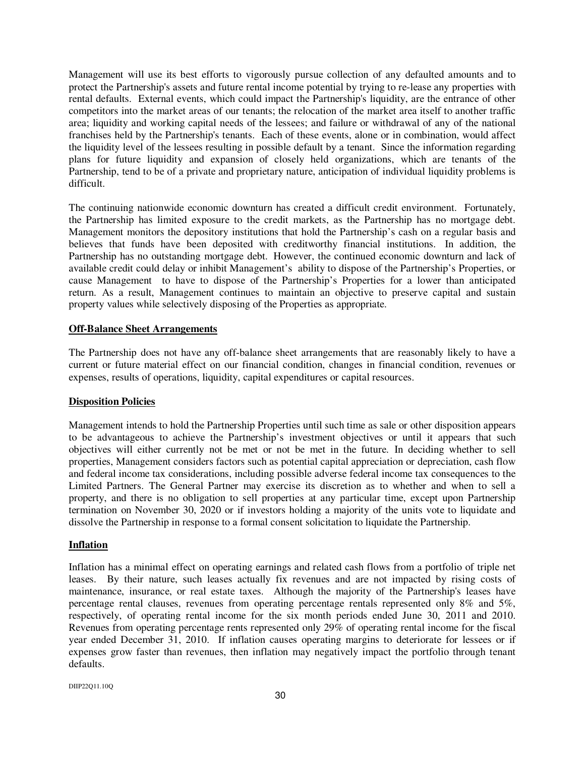Management will use its best efforts to vigorously pursue collection of any defaulted amounts and to protect the Partnership's assets and future rental income potential by trying to re-lease any properties with rental defaults. External events, which could impact the Partnership's liquidity, are the entrance of other competitors into the market areas of our tenants; the relocation of the market area itself to another traffic area; liquidity and working capital needs of the lessees; and failure or withdrawal of any of the national franchises held by the Partnership's tenants. Each of these events, alone or in combination, would affect the liquidity level of the lessees resulting in possible default by a tenant. Since the information regarding plans for future liquidity and expansion of closely held organizations, which are tenants of the Partnership, tend to be of a private and proprietary nature, anticipation of individual liquidity problems is difficult.

The continuing nationwide economic downturn has created a difficult credit environment. Fortunately, the Partnership has limited exposure to the credit markets, as the Partnership has no mortgage debt. Management monitors the depository institutions that hold the Partnership's cash on a regular basis and believes that funds have been deposited with creditworthy financial institutions. In addition, the Partnership has no outstanding mortgage debt. However, the continued economic downturn and lack of available credit could delay or inhibit Management's ability to dispose of the Partnership's Properties, or cause Management to have to dispose of the Partnership's Properties for a lower than anticipated return. As a result, Management continues to maintain an objective to preserve capital and sustain property values while selectively disposing of the Properties as appropriate.

**Off-Balance Sheet Arrangements**

The Partnership does not have any off-balance sheet arrangements that are reasonably likely to have a current or future material effect on our financial condition, changes in financial condition, revenues or expenses, results of operations, liquidity, capital expenditures or capital resources.

**Disposition Policies**

Management intends to hold the Partnership Properties until such time as sale or other disposition appears to be advantageous to achieve the Partnership's investment objectives or until it appears that such objectives will either currently not be met or not be met in the future. In deciding whether to sell properties, Management considers factors such as potential capital appreciation or depreciation, cash flow and federal income tax considerations, including possible adverse federal income tax consequences to the Limited Partners. The General Partner may exercise its discretion as to whether and when to sell a property, and there is no obligation to sell properties at any particular time, except upon Partnership termination on November 30, 2020 or if investors holding a majority of the units vote to liquidate and dissolve the Partnership in response to a formal consent solicitation to liquidate the Partnership.

**Inflation**

Inflation has a minimal effect on operating earnings and related cash flows from a portfolio of triple net leases. By their nature, such leases actually fix revenues and are not impacted by rising costs of maintenance, insurance, or real estate taxes. Although the majority of the Partnership's leases have percentage rental clauses, revenues from operating percentage rentals represented only 8% and 5%, respectively, of operating rental income for the six month periods ended June 30, 2011 and 2010. Revenues from operating percentage rents represented only 29% of operating rental income for the fiscal year ended December 31, 2010. If inflation causes operating margins to deteriorate for lessees or if expenses grow faster than revenues, then inflation may negatively impact the portfolio through tenant defaults.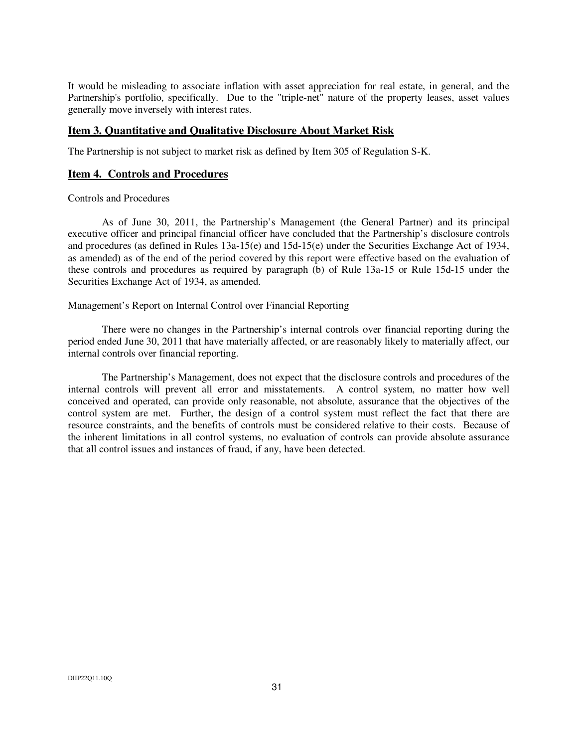It would be misleading to associate inflation with asset appreciation for real estate, in general, and the Partnership's portfolio, specifically. Due to the "triple-net" nature of the property leases, asset values generally move inversely with interest rates.

## Item 3. Quantitative and Qualitative Disclosure About Market Risk

The Partnership is not subject to market risk as defined by Item 305 of Regulation S-K.

## Item 4. Controls and Procedures

Controls and Procedures

As of June 30, 2011, the Partnership's Management (the General Partner) and its principal executive officer and principal financial officer have concluded that the Partnership's disclosure controls and procedures (as defined in Rules 13a-15(e) and 15d-15(e) under the Securities Exchange Act of 1934, as amended) as of the end of the period covered by this report were effective based on the evaluation of these controls and procedures as required by paragraph (b) of Rule 13a-15 or Rule 15d-15 under the Securities Exchange Act of 1934, as amended.

Management's Report on Internal Control over Financial Reporting

There were no changes in the Partnership's internal controls over financial reporting during the period ended June 30, 2011 that have materially affected, or are reasonably likely to materially affect, our internal controls over financial reporting.

The Partnership's Management, does not expect that the disclosure controls and procedures of the internal controls will prevent all error and misstatements. A control system, no matter how well conceived and operated, can provide only reasonable, not absolute, assurance that the objectives of the control system are met. Further, the design of a control system must reflect the fact that there are resource constraints, and the benefits of controls must be considered relative to their costs. Because of the inherent limitations in all control systems, no evaluation of controls can provide absolute assurance that all control issues and instances of fraud, if any, have been detected.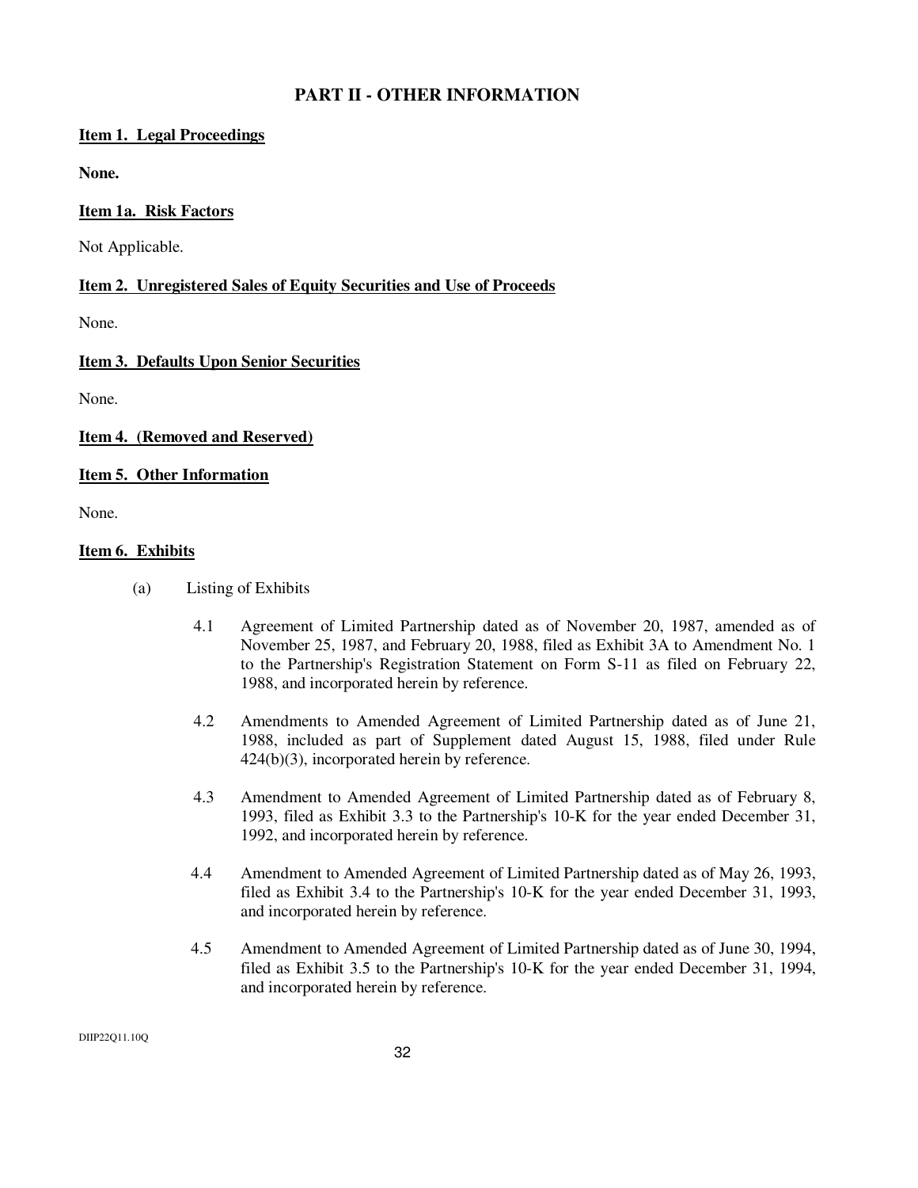## PART II - OTHER INFORMATION

**Item 1. Legal Proceedings**

**None.**

**Item 1a. Risk Factors**

Not Applicable.

**Item 2. Unregistered Sales of Equity Securities and Use of Proceeds**

None.

**Item 3. Defaults Upon Senior Securities**

None.

**Item 4. (Removed and Reserved)**

**Item 5. Other Information**

None.

**Item 6. Exhibits**

(a) Listing of Exhibits

4.1 Agreement of Limited Partnership dated as of November 20, 1987, amended as of November 25, 1987, and February 20, 1988, filed as Exhibit 3A to Amendment No. 1 to the Partnership's Registration Statement on Form S-11 as filed on February 22, 1988, and incorporated herein by reference.

4.2 Amendments to Amended Agreement of Limited Partnership dated as of June 21, 1988, included as part of Supplement dated August 15, 1988, filed under Rule 424(b)(3), incorporated herein by reference.

4.3 Amendment to Amended Agreement of Limited Partnership dated as of February 8, 1993, filed as Exhibit 3.3 to the Partnership's 10-K for the year ended December 31, 1992, and incorporated herein by reference.

4.4 Amendment to Amended Agreement of Limited Partnership dated as of May 26, 1993, filed as Exhibit 3.4 to the Partnership's 10-K for the year ended December 31, 1993, and incorporated herein by reference.

4.5 Amendment to Amended Agreement of Limited Partnership dated as of June 30, 1994, filed as Exhibit 3.5 to the Partnership's 10-K for the year ended December 31, 1994, and incorporated herein by reference.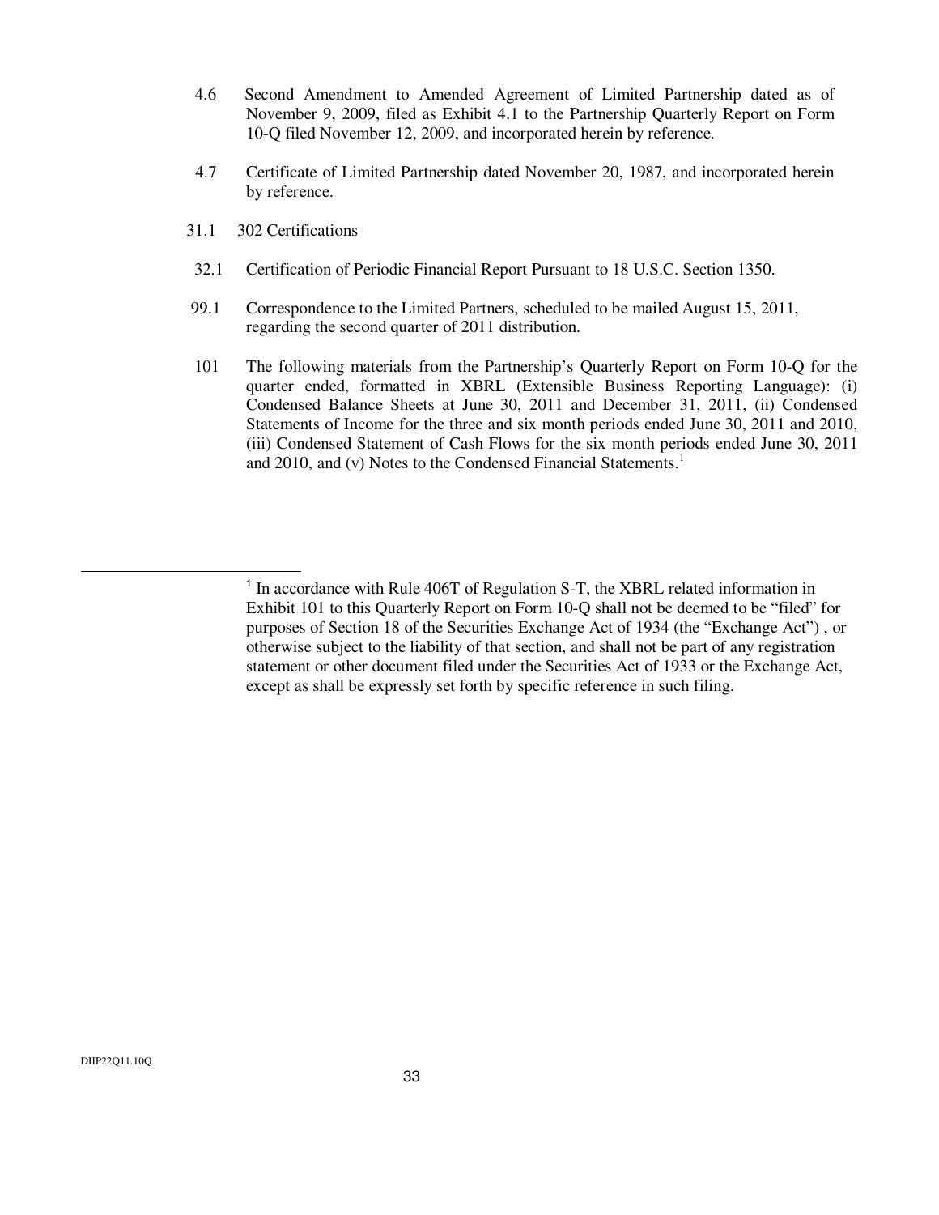4.6 Second Amendment to Amended Agreement of Limited Partnership dated as of November 9, 2009, filed as Exhibit 4.1 to the Partnership Quarterly Report on Form 10-Q filed November 12, 2009, and incorporated herein by reference.

4.7 Certificate of Limited Partnership dated November 20, 1987, and incorporated herein by reference.

31.1 302 Certifications

32.1 Certification of Periodic Financial Report Pursuant to 18 U.S.C. Section 1350.

99.1 Correspondence to the Limited Partners, scheduled to be mailed August 15, 2011, regarding the second quarter of 2011 distribution.

101 The following materials from the Partnership's Quarterly Report on Form 10-Q for the quarter ended, formatted in XBRL (Extensible Business Reporting Language): (i) Condensed Balance Sheets at June 30, 2011 and December 31, 2011, (ii) Condensed Statements of Income for the three and six month periods ended June 30, 2011 and 2010, (iii) Condensed Statement of Cash Flows for the six month periods ended June 30, 2011 and 2010, and (v) Notes to the Condensed Financial Statements.[1]

---

[1] In accordance with Rule 406T of Regulation S-T, the XBRL related information in Exhibit 101 to this Quarterly Report on Form 10-Q shall not be deemed to be "filed" for purposes of Section 18 of the Securities Exchange Act of 1934 (the "Exchange Act") , or otherwise subject to the liability of that section, and shall not be part of any registration statement or other document filed under the Securities Act of 1933 or the Exchange Act, except as shall be expressly set forth by specific reference in such filing.

DIIP22Q11.10Q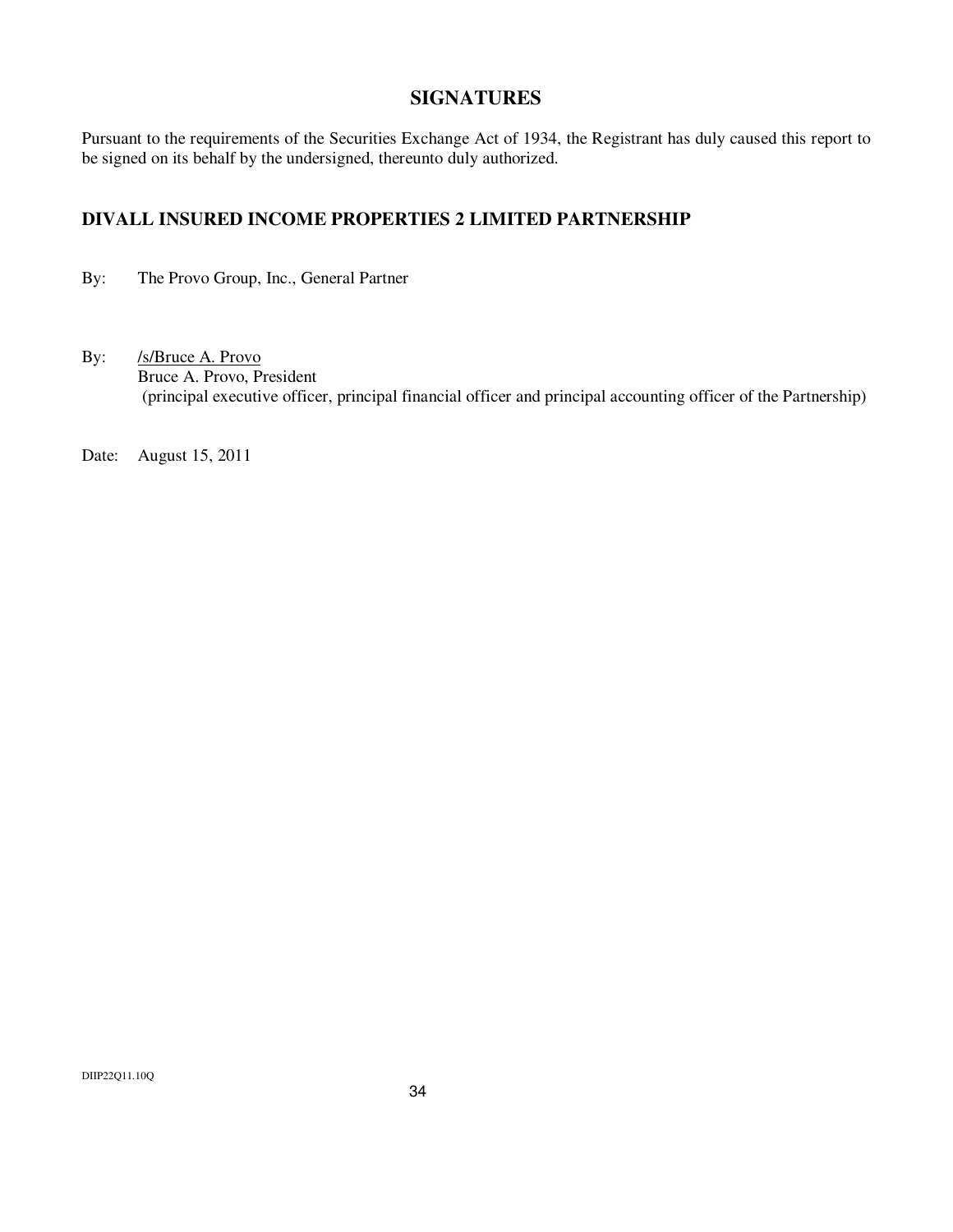## SIGNATURES

Pursuant to the requirements of the Securities Exchange Act of 1934, the Registrant has duly caused this report to be signed on its behalf by the undersigned, thereunto duly authorized.

### DIVALL INSURED INCOME PROPERTIES 2 LIMITED PARTNERSHIP

By: The Provo Group, Inc., General Partner

By: /s/Bruce A. Provo
Bruce A. Provo, President
(principal executive officer, principal financial officer and principal accounting officer of the Partnership)

Date: August 15, 2011

DIIP22Q11.10Q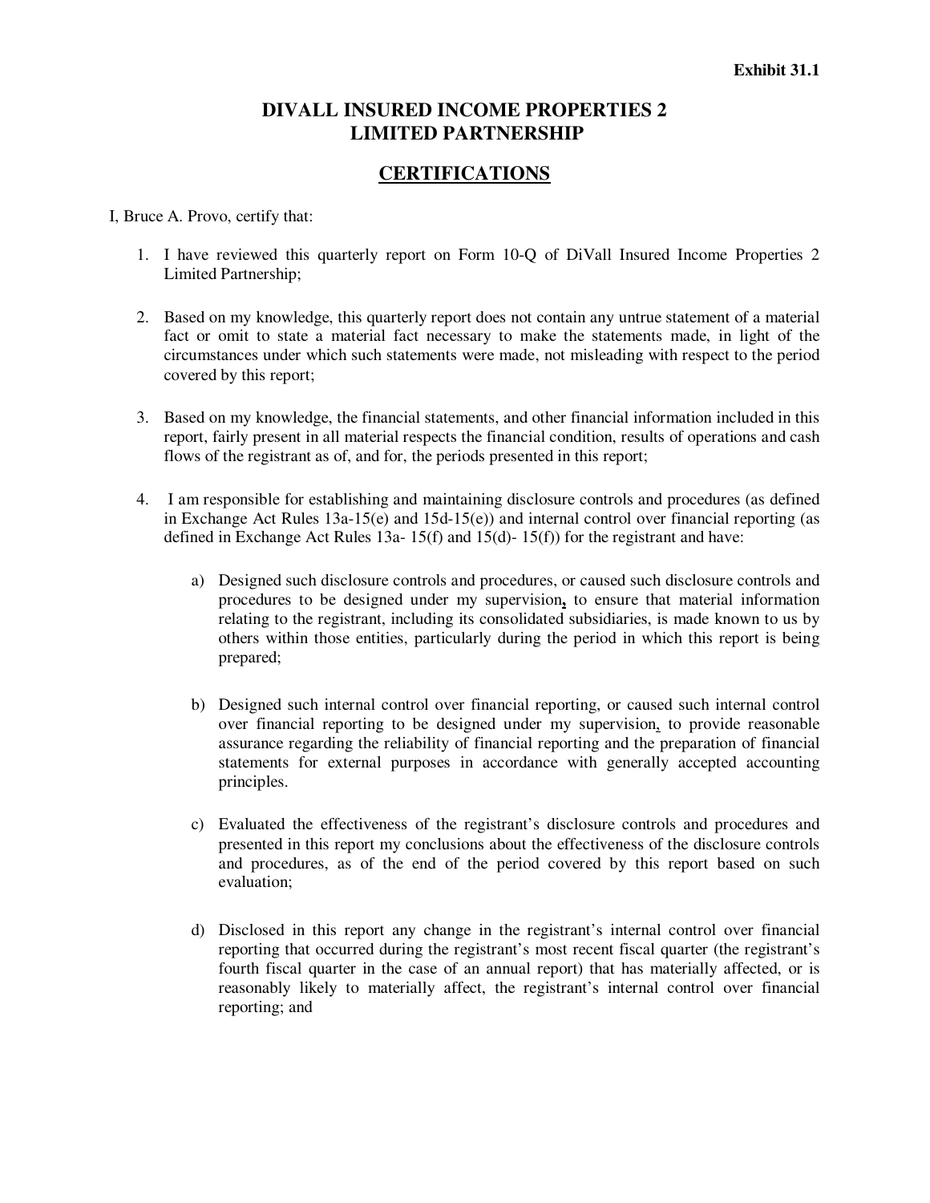**Exhibit 31.1**

# DIVALL INSURED INCOME PROPERTIES 2 LIMITED PARTNERSHIP

## CERTIFICATIONS

I, Bruce A. Provo, certify that:

1. I have reviewed this quarterly report on Form 10-Q of DiVall Insured Income Properties 2 Limited Partnership;

2. Based on my knowledge, this quarterly report does not contain any untrue statement of a material fact or omit to state a material fact necessary to make the statements made, in light of the circumstances under which such statements were made, not misleading with respect to the period covered by this report;

3. Based on my knowledge, the financial statements, and other financial information included in this report, fairly present in all material respects the financial condition, results of operations and cash flows of the registrant as of, and for, the periods presented in this report;

4. I am responsible for establishing and maintaining disclosure controls and procedures (as defined in Exchange Act Rules 13a-15(e) and 15d-15(e)) and internal control over financial reporting (as defined in Exchange Act Rules 13a- 15(f) and 15(d)- 15(f)) for the registrant and have:

   a) Designed such disclosure controls and procedures, or caused such disclosure controls and procedures to be designed under my supervision, to ensure that material information relating to the registrant, including its consolidated subsidiaries, is made known to us by others within those entities, particularly during the period in which this report is being prepared;

   b) Designed such internal control over financial reporting, or caused such internal control over financial reporting to be designed under my supervision, to provide reasonable assurance regarding the reliability of financial reporting and the preparation of financial statements for external purposes in accordance with generally accepted accounting principles.

   c) Evaluated the effectiveness of the registrant's disclosure controls and procedures and presented in this report my conclusions about the effectiveness of the disclosure controls and procedures, as of the end of the period covered by this report based on such evaluation;

   d) Disclosed in this report any change in the registrant's internal control over financial reporting that occurred during the registrant's most recent fiscal quarter (the registrant's fourth fiscal quarter in the case of an annual report) that has materially affected, or is reasonably likely to materially affect, the registrant's internal control over financial reporting; and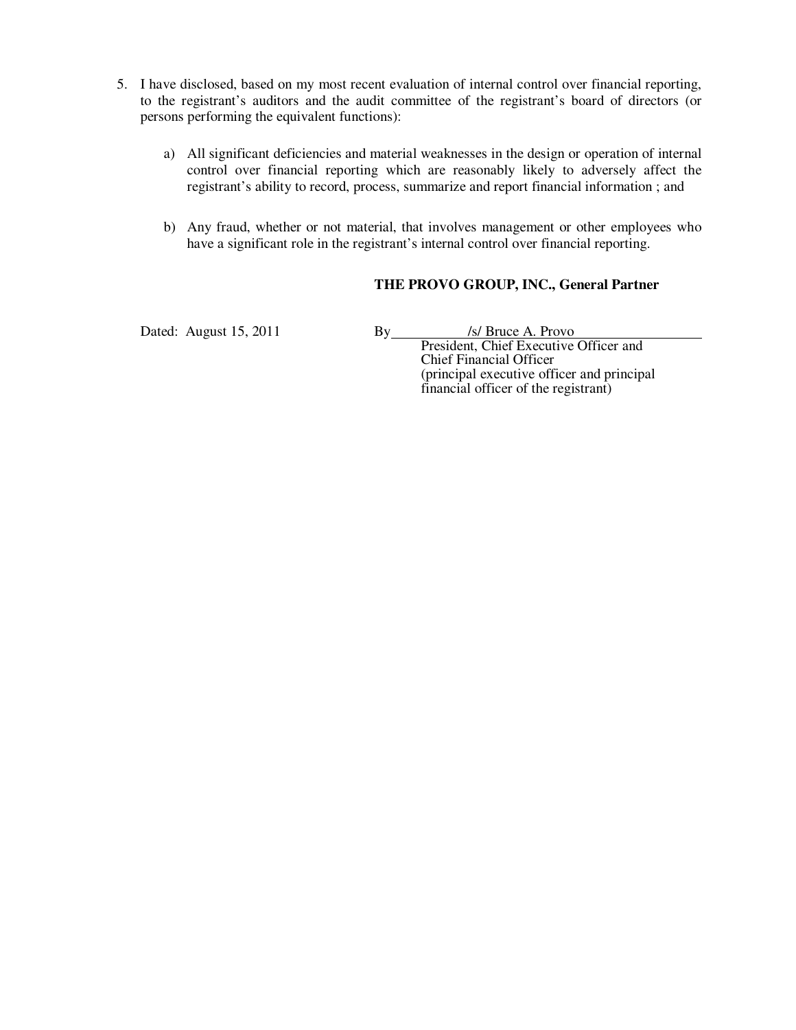5. I have disclosed, based on my most recent evaluation of internal control over financial reporting, to the registrant's auditors and the audit committee of the registrant's board of directors (or persons performing the equivalent functions):

   a) All significant deficiencies and material weaknesses in the design or operation of internal control over financial reporting which are reasonably likely to adversely affect the registrant's ability to record, process, summarize and report financial information ; and

   b) Any fraud, whether or not material, that involves management or other employees who have a significant role in the registrant's internal control over financial reporting.

**THE PROVO GROUP, INC., General Partner**

Dated: August 15, 2011

By /s/ Bruce A. Provo
President, Chief Executive Officer and
Chief Financial Officer
(principal executive officer and principal
financial officer of the registrant)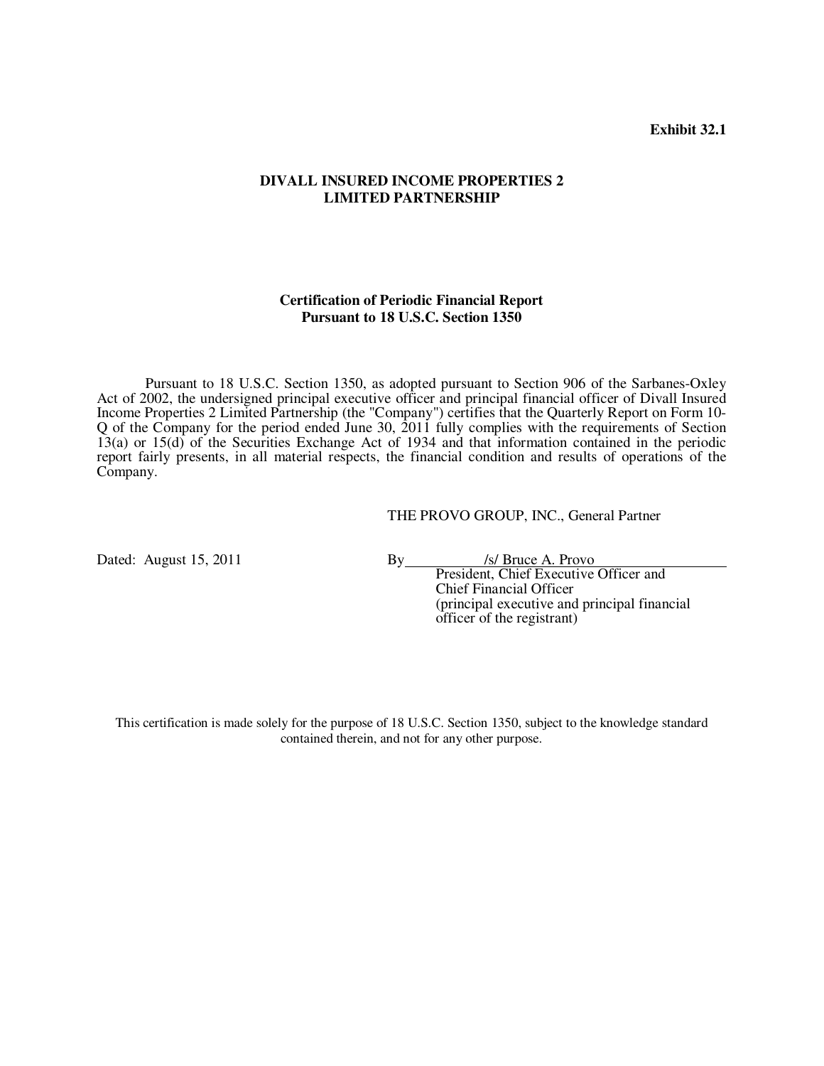**Exhibit 32.1**

**DIVALL INSURED INCOME PROPERTIES 2**
**LIMITED PARTNERSHIP**

**Certification of Periodic Financial Report**
**Pursuant to 18 U.S.C. Section 1350**

Pursuant to 18 U.S.C. Section 1350, as adopted pursuant to Section 906 of the Sarbanes-Oxley Act of 2002, the undersigned principal executive officer and principal financial officer of Divall Insured Income Properties 2 Limited Partnership (the "Company") certifies that the Quarterly Report on Form 10-Q of the Company for the period ended June 30, 2011 fully complies with the requirements of Section 13(a) or 15(d) of the Securities Exchange Act of 1934 and that information contained in the periodic report fairly presents, in all material respects, the financial condition and results of operations of the Company.

THE PROVO GROUP, INC., General Partner

Dated: August 15, 2011

By /s/ Bruce A. Provo
President, Chief Executive Officer and
Chief Financial Officer
(principal executive and principal financial officer of the registrant)

This certification is made solely for the purpose of 18 U.S.C. Section 1350, subject to the knowledge standard contained therein, and not for any other purpose.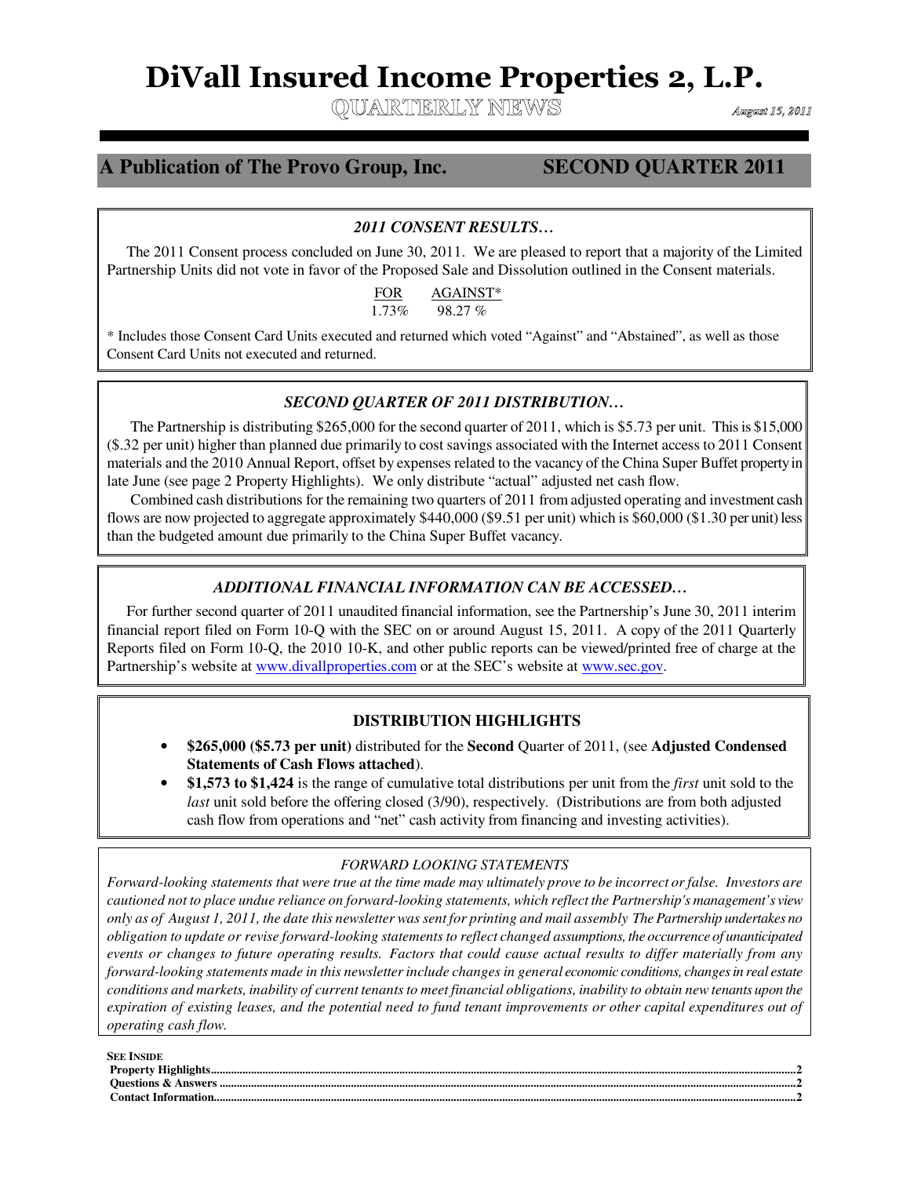# DiVall Insured Income Properties 2, L.P.

QUARTERLY NEWS

*August 15, 2011*

## A Publication of The Provo Group, Inc. SECOND QUARTER 2011

### *2011 CONSENT RESULTS…*

The 2011 Consent process concluded on June 30, 2011. We are pleased to report that a majority of the Limited Partnership Units did not vote in favor of the Proposed Sale and Dissolution outlined in the Consent materials.

| FOR | AGAINST* |
|---|---|
| 1.73% | 98.27 % |

\* Includes those Consent Card Units executed and returned which voted "Against" and "Abstained", as well as those Consent Card Units not executed and returned.

### *SECOND QUARTER OF 2011 DISTRIBUTION…*

The Partnership is distributing $265,000 for the second quarter of 2011, which is $5.73 per unit. This is $15,000 ($.32 per unit) higher than planned due primarily to cost savings associated with the Internet access to 2011 Consent materials and the 2010 Annual Report, offset by expenses related to the vacancy of the China Super Buffet property in late June (see page 2 Property Highlights). We only distribute "actual" adjusted net cash flow.

Combined cash distributions for the remaining two quarters of 2011 from adjusted operating and investment cash flows are now projected to aggregate approximately $440,000 ($9.51 per unit) which is $60,000 ($1.30 per unit) less than the budgeted amount due primarily to the China Super Buffet vacancy.

### *ADDITIONAL FINANCIAL INFORMATION CAN BE ACCESSED…*

For further second quarter of 2011 unaudited financial information, see the Partnership's June 30, 2011 interim financial report filed on Form 10-Q with the SEC on or around August 15, 2011. A copy of the 2011 Quarterly Reports filed on Form 10-Q, the 2010 10-K, and other public reports can be viewed/printed free of charge at the Partnership's website at www.divallproperties.com or at the SEC's website at www.sec.gov.

### DISTRIBUTION HIGHLIGHTS

- **$265,000 ($5.73 per unit)** distributed for the **Second** Quarter of 2011, (see **Adjusted Condensed Statements of Cash Flows attached**).
- **$1,573 to $1,424** is the range of cumulative total distributions per unit from the *first* unit sold to the *last* unit sold before the offering closed (3/90), respectively. (Distributions are from both adjusted cash flow from operations and "net" cash activity from financing and investing activities).

*FORWARD LOOKING STATEMENTS*

*Forward-looking statements that were true at the time made may ultimately prove to be incorrect or false. Investors are cautioned not to place undue reliance on forward-looking statements, which reflect the Partnership's management's view only as of August 1, 2011, the date this newsletter was sent for printing and mail assembly The Partnership undertakes no obligation to update or revise forward-looking statements to reflect changed assumptions, the occurrence of unanticipated events or changes to future operating results. Factors that could cause actual results to differ materially from any forward-looking statements made in this newsletter include changes in general economic conditions, changes in real estate conditions and markets, inability of current tenants to meet financial obligations, inability to obtain new tenants upon the expiration of existing leases, and the potential need to fund tenant improvements or other capital expenditures out of operating cash flow.*

**SEE INSIDE**

**Property Highlights**.....2
**Questions & Answers**.....2
**Contact Information**.....2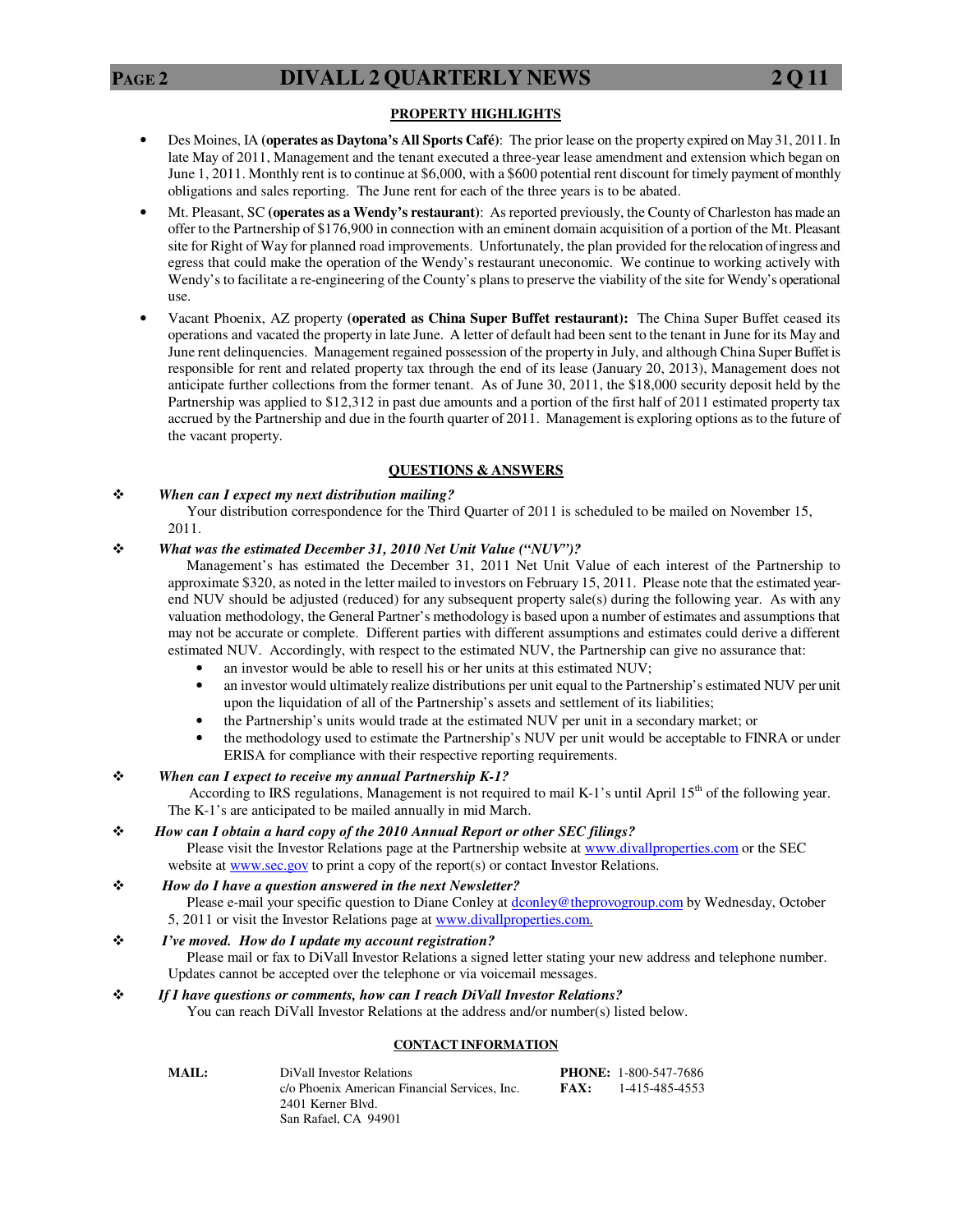## PROPERTY HIGHLIGHTS

- Des Moines, IA **(operates as Daytona's All Sports Café)**: The prior lease on the property expired on May 31, 2011. In late May of 2011, Management and the tenant executed a three-year lease amendment and extension which began on June 1, 2011. Monthly rent is to continue at $6,000, with a $600 potential rent discount for timely payment of monthly obligations and sales reporting. The June rent for each of the three years is to be abated.
- Mt. Pleasant, SC **(operates as a Wendy's restaurant)**: As reported previously, the County of Charleston has made an offer to the Partnership of $176,900 in connection with an eminent domain acquisition of a portion of the Mt. Pleasant site for Right of Way for planned road improvements. Unfortunately, the plan provided for the relocation of ingress and egress that could make the operation of the Wendy's restaurant uneconomic. We continue to working actively with Wendy's to facilitate a re-engineering of the County's plans to preserve the viability of the site for Wendy's operational use.
- Vacant Phoenix, AZ property **(operated as China Super Buffet restaurant):** The China Super Buffet ceased its operations and vacated the property in late June. A letter of default had been sent to the tenant in June for its May and June rent delinquencies. Management regained possession of the property in July, and although China Super Buffet is responsible for rent and related property tax through the end of its lease (January 20, 2013), Management does not anticipate further collections from the former tenant. As of June 30, 2011, the $18,000 security deposit held by the Partnership was applied to $12,312 in past due amounts and a portion of the first half of 2011 estimated property tax accrued by the Partnership and due in the fourth quarter of 2011. Management is exploring options as to the future of the vacant property.

## QUESTIONS & ANSWERS

❖ ***When can I expect my next distribution mailing?***
Your distribution correspondence for the Third Quarter of 2011 is scheduled to be mailed on November 15, 2011.

❖ ***What was the estimated December 31, 2010 Net Unit Value ("NUV")?***
Management's has estimated the December 31, 2011 Net Unit Value of each interest of the Partnership to approximate $320, as noted in the letter mailed to investors on February 15, 2011. Please note that the estimated year-end NUV should be adjusted (reduced) for any subsequent property sale(s) during the following year. As with any valuation methodology, the General Partner's methodology is based upon a number of estimates and assumptions that may not be accurate or complete. Different parties with different assumptions and estimates could derive a different estimated NUV. Accordingly, with respect to the estimated NUV, the Partnership can give no assurance that:

- an investor would be able to resell his or her units at this estimated NUV;
- an investor would ultimately realize distributions per unit equal to the Partnership's estimated NUV per unit upon the liquidation of all of the Partnership's assets and settlement of its liabilities;
- the Partnership's units would trade at the estimated NUV per unit in a secondary market; or
- the methodology used to estimate the Partnership's NUV per unit would be acceptable to FINRA or under ERISA for compliance with their respective reporting requirements.

❖ ***When can I expect to receive my annual Partnership K-1?***
According to IRS regulations, Management is not required to mail K-1's until April 15th of the following year. The K-1's are anticipated to be mailed annually in mid March.

❖ ***How can I obtain a hard copy of the 2010 Annual Report or other SEC filings?***
Please visit the Investor Relations page at the Partnership website at www.divallproperties.com or the SEC website at www.sec.gov to print a copy of the report(s) or contact Investor Relations.

❖ ***How do I have a question answered in the next Newsletter?***
Please e-mail your specific question to Diane Conley at dconley@theprovogroup.com by Wednesday, October 5, 2011 or visit the Investor Relations page at www.divallproperties.com.

❖ ***I've moved. How do I update my account registration?***
Please mail or fax to DiVall Investor Relations a signed letter stating your new address and telephone number. Updates cannot be accepted over the telephone or via voicemail messages.

❖ ***If I have questions or comments, how can I reach DiVall Investor Relations?***
You can reach DiVall Investor Relations at the address and/or number(s) listed below.

## CONTACT INFORMATION

**MAIL:**
DiVall Investor Relations
c/o Phoenix American Financial Services, Inc.
2401 Kerner Blvd.
San Rafael, CA 94901

**PHONE:** 1-800-547-7686
**FAX:** 1-415-485-4553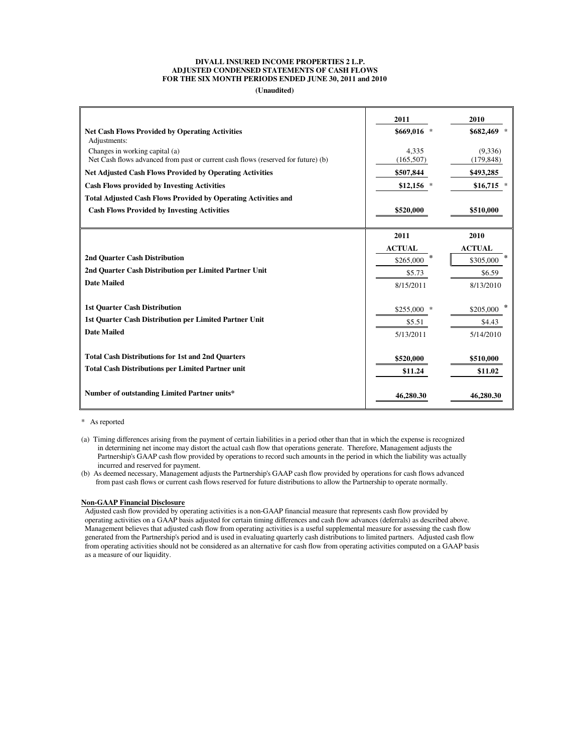**DIVALL INSURED INCOME PROPERTIES 2 L.P.**
**ADJUSTED CONDENSED STATEMENTS OF CASH FLOWS**
**FOR THE SIX MONTH PERIODS ENDED JUNE 30, 2011 and 2010**

**(Unaudited)**

| | 2011 | 2010 |
|---|---|---|
| **Net Cash Flows Provided by Operating Activities** | **$669,016** * | **$682,469** * |
| Adjustments: | | |
| Changes in working capital (a) | 4,335 | (9,336) |
| Net Cash flows advanced from past or current cash flows (reserved for future) (b) | (165,507) | (179,848) |
| **Net Adjusted Cash Flows Provided by Operating Activities** | **$507,844** | **$493,285** |
| **Cash Flows provided by Investing Activities** | **$12,156** * | **$16,715** * |
| **Total Adjusted Cash Flows Provided by Operating Activities and Cash Flows Provided by Investing Activities** | **$520,000** | **$510,000** |

| | 2011 ACTUAL | 2010 ACTUAL |
|---|---|---|
| **2nd Quarter Cash Distribution** | $265,000 * | $305,000 * |
| **2nd Quarter Cash Distribution per Limited Partner Unit** | $5.73 | $6.59 |
| **Date Mailed** | 8/15/2011 | 8/13/2010 |
| **1st Quarter Cash Distribution** | $255,000 * | $205,000 * |
| **1st Quarter Cash Distribution per Limited Partner Unit** | $5.51 | $4.43 |
| **Date Mailed** | 5/13/2011 | 5/14/2010 |
| **Total Cash Distributions for 1st and 2nd Quarters** | **$520,000** | **$510,000** |
| **Total Cash Distributions per Limited Partner unit** | **$11.24** | **$11.02** |
| **Number of outstanding Limited Partner units*** | **46,280.30** | **46,280.30** |

\* As reported

(a) Timing differences arising from the payment of certain liabilities in a period other than that in which the expense is recognized in determining net income may distort the actual cash flow that operations generate. Therefore, Management adjusts the Partnership's GAAP cash flow provided by operations to record such amounts in the period in which the liability was actually incurred and reserved for payment.

(b) As deemed necessary, Management adjusts the Partnership's GAAP cash flow provided by operations for cash flows advanced from past cash flows or current cash flows reserved for future distributions to allow the Partnership to operate normally.

**Non-GAAP Financial Disclosure**

Adjusted cash flow provided by operating activities is a non-GAAP financial measure that represents cash flow provided by operating activities on a GAAP basis adjusted for certain timing differences and cash flow advances (deferrals) as described above. Management believes that adjusted cash flow from operating activities is a useful supplemental measure for assessing the cash flow generated from the Partnership's period and is used in evaluating quarterly cash distributions to limited partners. Adjusted cash flow from operating activities should not be considered as an alternative for cash flow from operating activities computed on a GAAP basis as a measure of our liquidity.